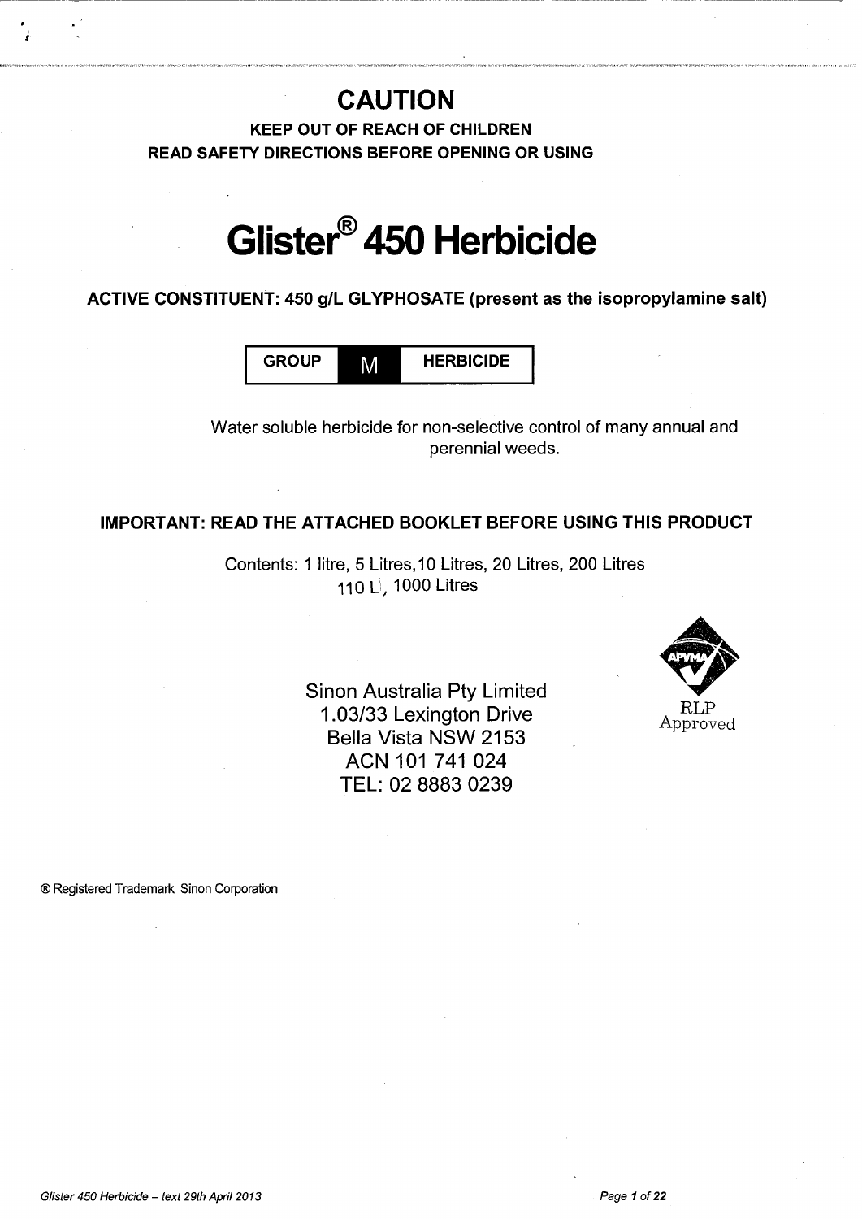# CAUTION

**KEEP OUT OF REACH OF CHILDREN**
**READ SAFETY DIRECTIONS BEFORE OPENING OR USING**

# Glister® 450 Herbicide

**ACTIVE CONSTITUENT: 450 g/L GLYPHOSATE (present as the isopropylamine salt)**

| GROUP | M | HERBICIDE |
|---|---|---|

Water soluble herbicide for non-selective control of many annual and perennial weeds.

**IMPORTANT: READ THE ATTACHED BOOKLET BEFORE USING THIS PRODUCT**

Contents: 1 litre, 5 Litres, 10 Litres, 20 Litres, 200 Litres
110 L, 1000 Litres

Sinon Australia Pty Limited
1.03/33 Lexington Drive
Bella Vista NSW 2153
ACN 101 741 024
TEL: 02 8883 0239

APVMA RLP Approved

® Registered Trademark Sinon Corporation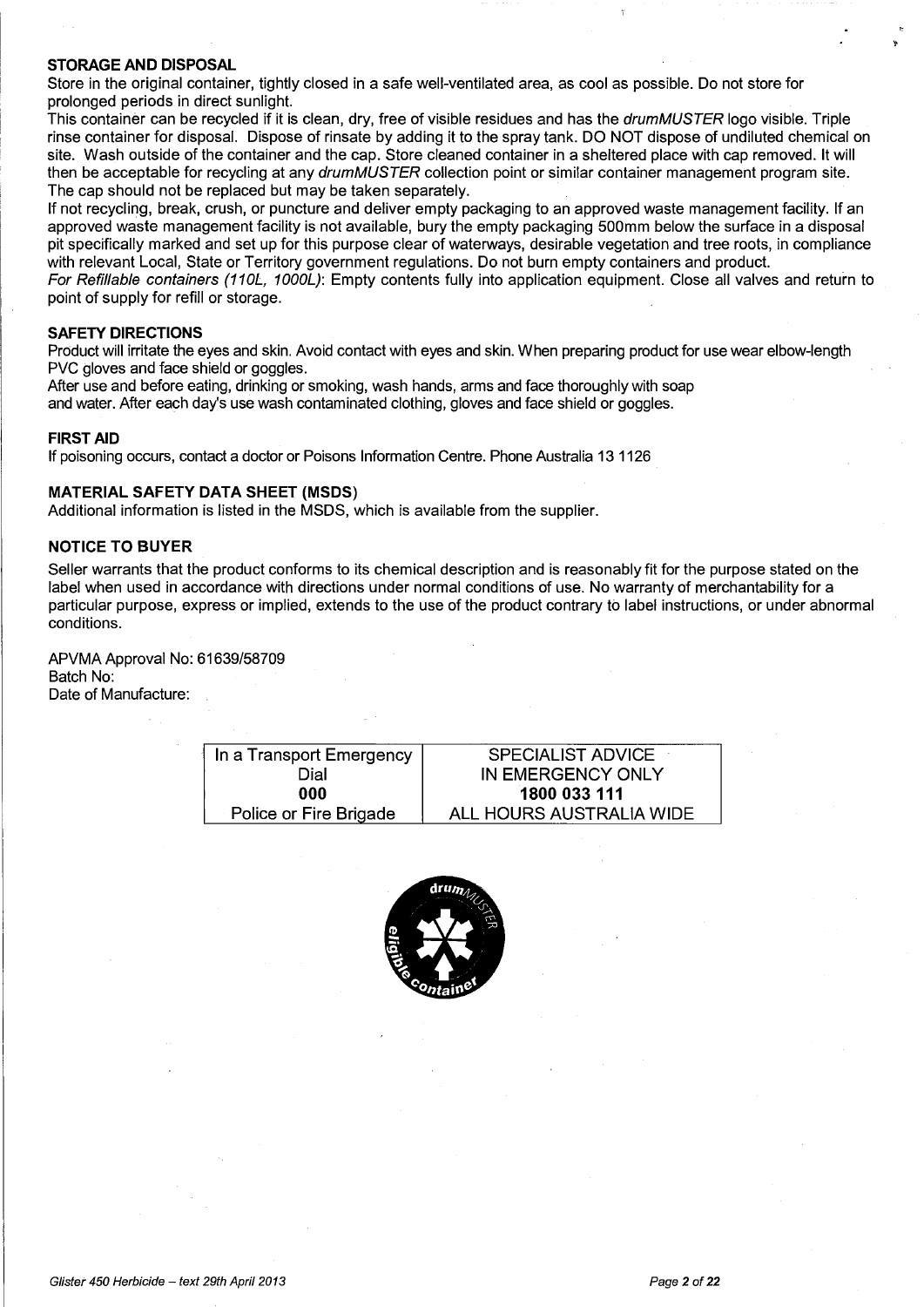## STORAGE AND DISPOSAL

Store in the original container, tightly closed in a safe well-ventilated area, as cool as possible. Do not store for prolonged periods in direct sunlight.

This container can be recycled if it is clean, dry, free of visible residues and has the *drumMUSTER* logo visible. Triple rinse container for disposal. Dispose of rinsate by adding it to the spray tank. DO NOT dispose of undiluted chemical on site. Wash outside of the container and the cap. Store cleaned container in a sheltered place with cap removed. It will then be acceptable for recycling at any *drumMUSTER* collection point or similar container management program site. The cap should not be replaced but may be taken separately.

If not recycling, break, crush, or puncture and deliver empty packaging to an approved waste management facility. If an approved waste management facility is not available, bury the empty packaging 500mm below the surface in a disposal pit specifically marked and set up for this purpose clear of waterways, desirable vegetation and tree roots, in compliance with relevant Local, State or Territory government regulations. Do not burn empty containers and product.

*For Refillable containers (110L, 1000L)*: Empty contents fully into application equipment. Close all valves and return to point of supply for refill or storage.

## SAFETY DIRECTIONS

Product will irritate the eyes and skin. Avoid contact with eyes and skin. When preparing product for use wear elbow-length PVC gloves and face shield or goggles.

After use and before eating, drinking or smoking, wash hands, arms and face thoroughly with soap and water. After each day's use wash contaminated clothing, gloves and face shield or goggles.

## FIRST AID

If poisoning occurs, contact a doctor or Poisons Information Centre. Phone Australia 13 1126

## MATERIAL SAFETY DATA SHEET (MSDS)

Additional information is listed in the MSDS, which is available from the supplier.

## NOTICE TO BUYER

Seller warrants that the product conforms to its chemical description and is reasonably fit for the purpose stated on the label when used in accordance with directions under normal conditions of use. No warranty of merchantability for a particular purpose, express or implied, extends to the use of the product contrary to label instructions, or under abnormal conditions.

APVMA Approval No: 61639/58709
Batch No:
Date of Manufacture:

| In a Transport Emergency Dial **000** Police or Fire Brigade | SPECIALIST ADVICE IN EMERGENCY ONLY **1800 033 111** ALL HOURS AUSTRALIA WIDE |
|---|---|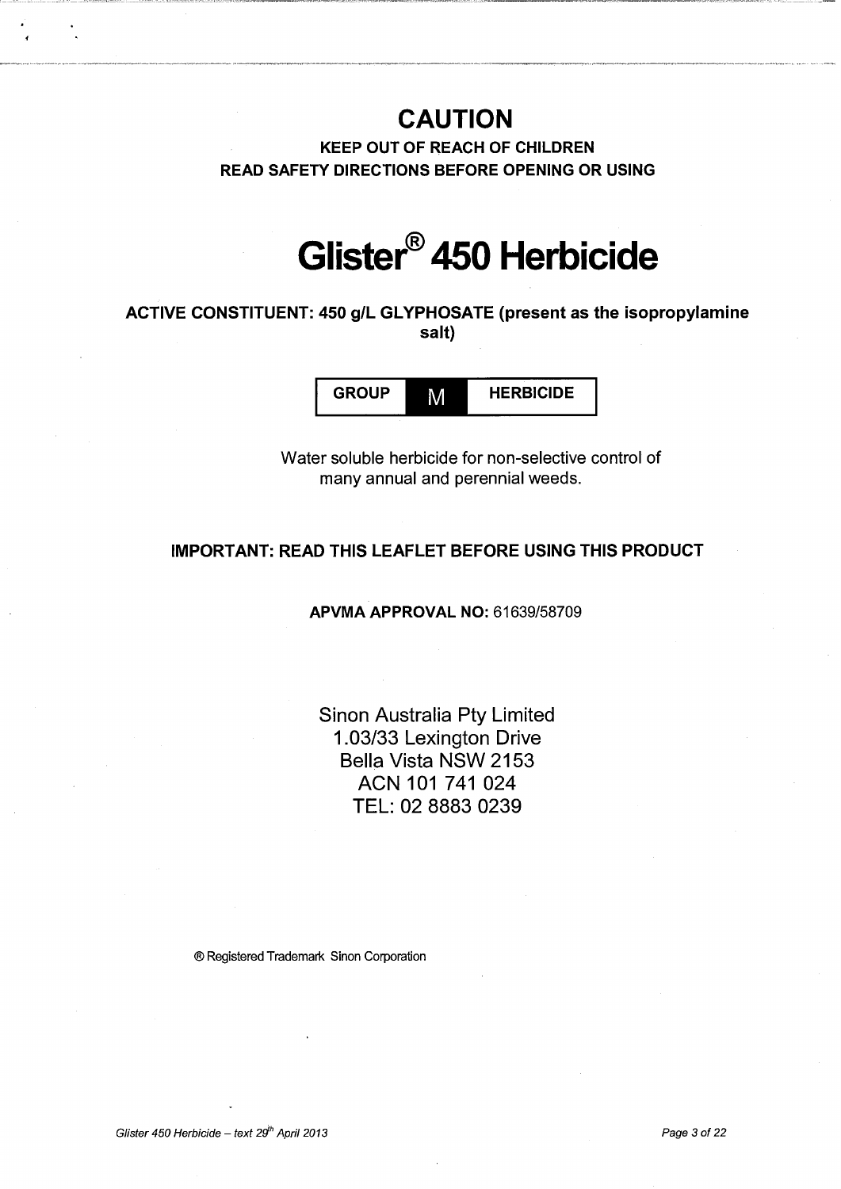# CAUTION

**KEEP OUT OF REACH OF CHILDREN**
**READ SAFETY DIRECTIONS BEFORE OPENING OR USING**

# Glister® 450 Herbicide

**ACTIVE CONSTITUENT: 450 g/L GLYPHOSATE (present as the isopropylamine salt)**

| GROUP | M | HERBICIDE |
|---|---|---|

Water soluble herbicide for non-selective control of many annual and perennial weeds.

**IMPORTANT: READ THIS LEAFLET BEFORE USING THIS PRODUCT**

**APVMA APPROVAL NO:** 61639/58709

Sinon Australia Pty Limited
1.03/33 Lexington Drive
Bella Vista NSW 2153
ACN 101 741 024
TEL: 02 8883 0239

® Registered Trademark Sinon Corporation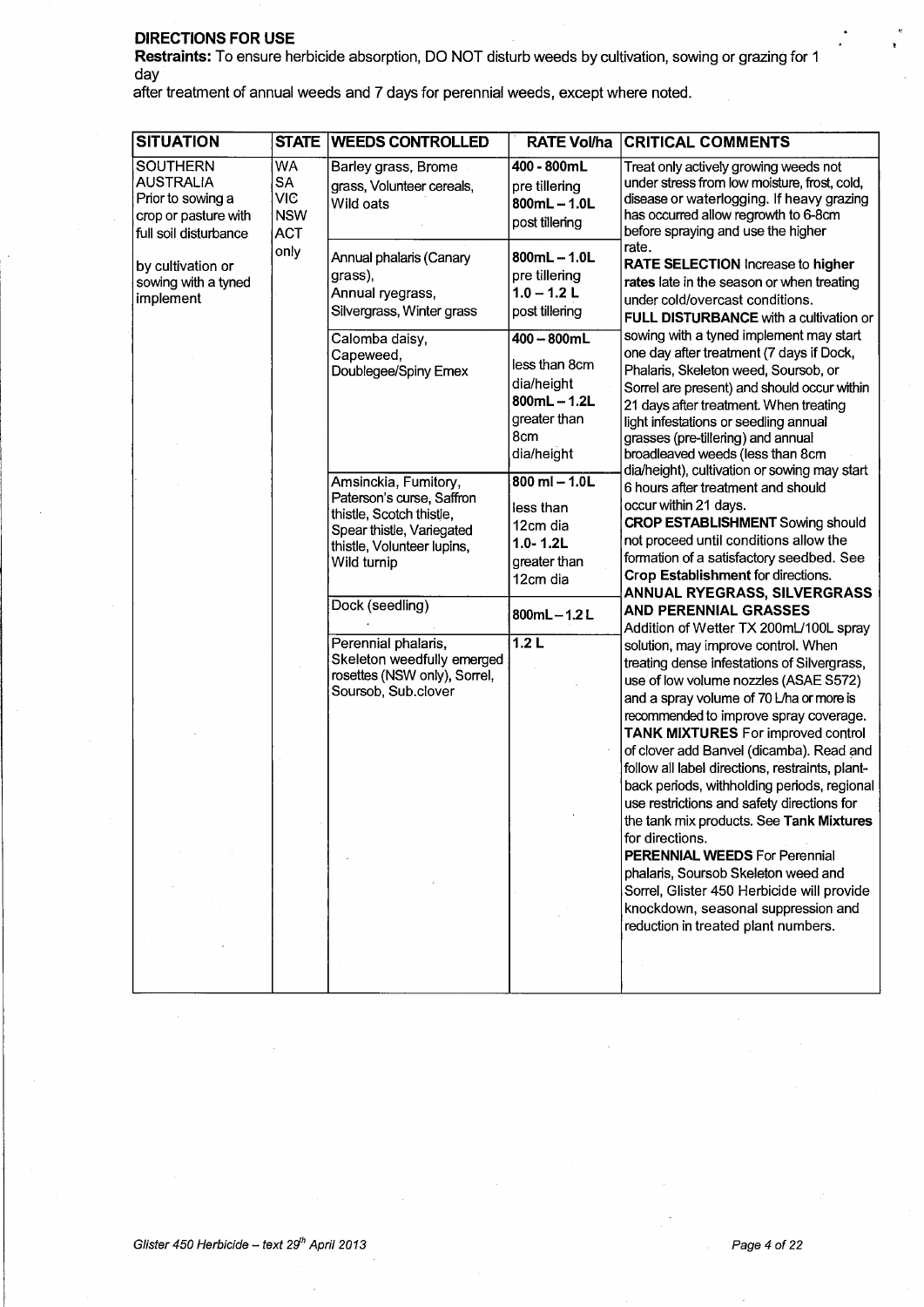**DIRECTIONS FOR USE**

**Restraints:** To ensure herbicide absorption, DO NOT disturb weeds by cultivation, sowing or grazing for 1 day after treatment of annual weeds and 7 days for perennial weeds, except where noted.

| SITUATION | STATE | WEEDS CONTROLLED | RATE Vol/ha | CRITICAL COMMENTS |
|---|---|---|---|---|
| SOUTHERN AUSTRALIA Prior to sowing a crop or pasture with full soil disturbance by cultivation or sowing with a tyned implement | WA SA VIC NSW ACT only | Barley grass, Brome grass, Volunteer cereals, Wild oats | 400 - 800mL pre tillering 800mL – 1.0L post tillering | Treat only actively growing weeds not under stress from low moisture, frost, cold, disease or waterlogging. If heavy grazing has occurred allow regrowth to 6-8cm before spraying and use the higher rate. **RATE SELECTION** Increase to **higher rates** late in the season or when treating under cold/overcast conditions. **FULL DISTURBANCE** with a cultivation or sowing with a tyned implement may start one day after treatment (7 days if Dock, Phalaris, Skeleton weed, Soursob, or Sorrel are present) and should occur within 21 days after treatment. When treating light infestations or seedling annual grasses (pre-tillering) and annual broadleaved weeds (less than 8cm dia/height), cultivation or sowing may start 6 hours after treatment and should occur within 21 days. **CROP ESTABLISHMENT** Sowing should not proceed until conditions allow the formation of a satisfactory seedbed. See **Crop Establishment** for directions. **ANNUAL RYEGRASS, SILVERGRASS AND PERENNIAL GRASSES** Addition of Wetter TX 200mL/100L spray solution, may improve control. When treating dense infestations of Silvergrass, use of low volume nozzles (ASAE S572) and a spray volume of 70 L/ha or more is recommended to improve spray coverage. **TANK MIXTURES** For improved control of clover add Banvel (dicamba). Read and follow all label directions, restraints, plant-back periods, withholding periods, regional use restrictions and safety directions for the tank mix products. See **Tank Mixtures** for directions. **PERENNIAL WEEDS** For Perennial phalaris, Soursob Skeleton weed and Sorrel, Glister 450 Herbicide will provide knockdown, seasonal suppression and reduction in treated plant numbers. |
| | | Annual phalaris (Canary grass), Annual ryegrass, Silvergrass, Winter grass | 800mL – 1.0L pre tillering 1.0 – 1.2 L post tillering | |
| | | Calomba daisy, Capeweed, Doublegee/Spiny Emex | 400 – 800mL less than 8cm dia/height 800mL – 1.2L greater than 8cm dia/height | |
| | | Amsinckia, Fumitory, Paterson's curse, Saffron thistle, Scotch thistle, Spear thistle, Variegated thistle, Volunteer lupins, Wild turnip | 800 ml – 1.0L less than 12cm dia 1.0- 1.2L greater than 12cm dia | |
| | | Dock (seedling) | 800mL – 1.2 L | |
| | | Perennial phalaris, Skeleton weedfully emerged rosettes (NSW only), Sorrel, Soursob, Sub.clover | 1.2 L | |

*Glister 450 Herbicide – text 29th April 2013*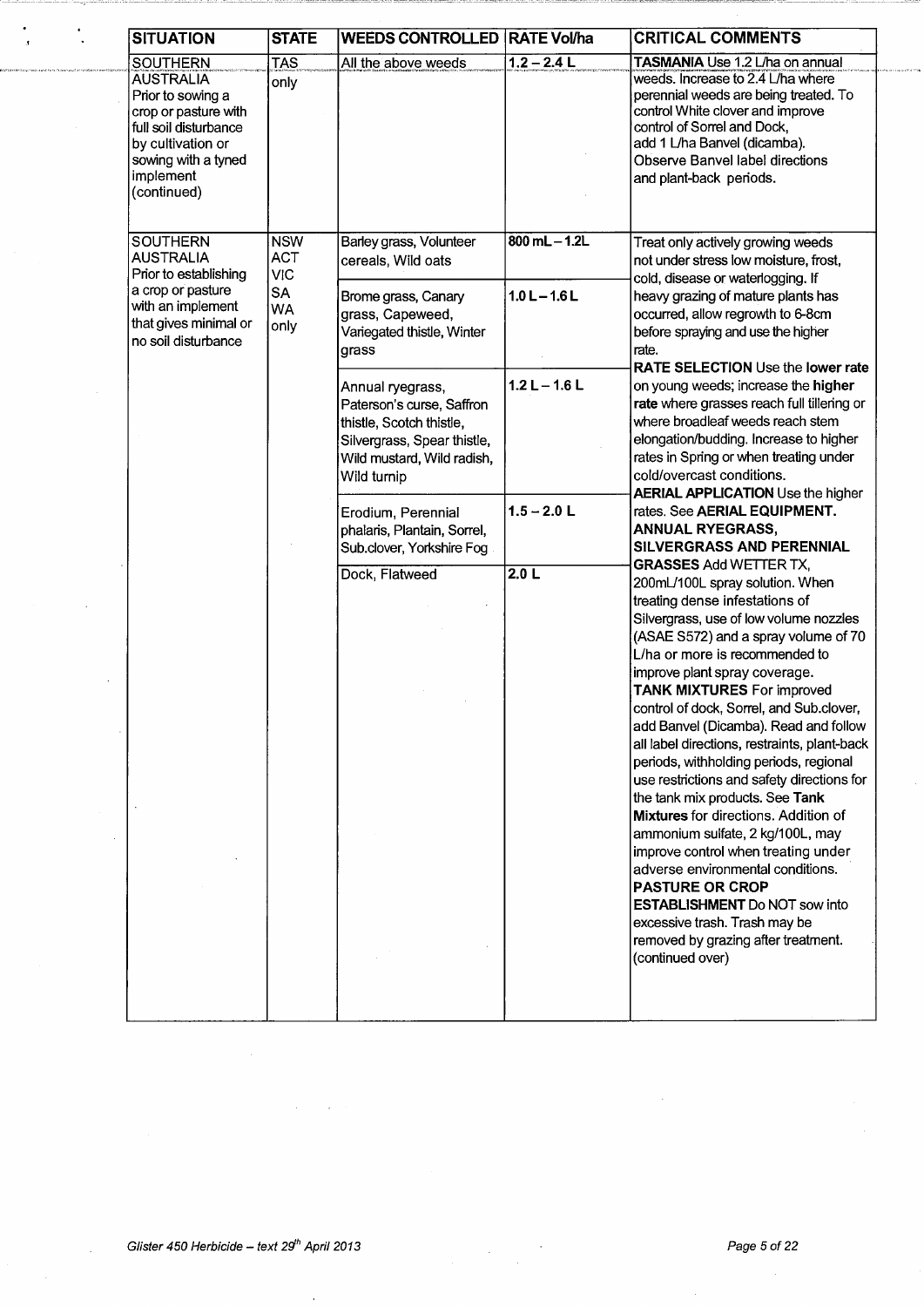| SITUATION | STATE | WEEDS CONTROLLED | RATE Vol/ha | CRITICAL COMMENTS |
|---|---|---|---|---|
| SOUTHERN AUSTRALIA Prior to sowing a crop or pasture with full soil disturbance by cultivation or sowing with a tyned implement (continued) | TAS only | All the above weeds | 1.2 – 2.4 L | **TASMANIA** Use 1.2 L/ha on annual weeds. Increase to 2.4 L/ha where perennial weeds are being treated. To control White clover and improve control of Sorrel and Dock, add 1 L/ha Banvel (dicamba). Observe Banvel label directions and plant-back periods. |
| SOUTHERN AUSTRALIA Prior to establishing a crop or pasture with an implement that gives minimal or no soil disturbance | NSW ACT VIC SA WA only | Barley grass, Volunteer cereals, Wild oats | 800 mL – 1.2L | Treat only actively growing weeds not under stress low moisture, frost, cold, disease or waterlogging. If heavy grazing of mature plants has occurred, allow regrowth to 6-8cm before spraying and use the higher rate. **RATE SELECTION** Use the **lower rate** on young weeds; increase the **higher rate** where grasses reach full tillering or where broadleaf weeds reach stem elongation/budding. Increase to higher rates in Spring or when treating under cold/overcast conditions. **AERIAL APPLICATION** Use the higher rates. See **AERIAL EQUIPMENT.** **ANNUAL RYEGRASS, SILVERGRASS AND PERENNIAL GRASSES** Add WETTER TX, 200mL/100L spray solution. When treating dense infestations of Silvergrass, use of low volume nozzles (ASAE S572) and a spray volume of 70 L/ha or more is recommended to improve plant spray coverage. **TANK MIXTURES** For improved control of dock, Sorrel, and Sub.clover, add Banvel (Dicamba). Read and follow all label directions, restraints, plant-back periods, withholding periods, regional use restrictions and safety directions for the tank mix products. See **Tank Mixtures** for directions. Addition of ammonium sulfate, 2 kg/100L, may improve control when treating under adverse environmental conditions. **PASTURE OR CROP ESTABLISHMENT** Do NOT sow into excessive trash. Trash may be removed by grazing after treatment. (continued over) |
| | | Brome grass, Canary grass, Capeweed, Variegated thistle, Winter grass | 1.0 L – 1.6 L | |
| | | Annual ryegrass, Paterson's curse, Saffron thistle, Scotch thistle, Silvergrass, Spear thistle, Wild mustard, Wild radish, Wild turnip | 1.2 L – 1.6 L | |
| | | Erodium, Perennial phalaris, Plantain, Sorrel, Sub.clover, Yorkshire Fog | 1.5 – 2.0 L | |
| | | Dock, Flatweed | 2.0 L | |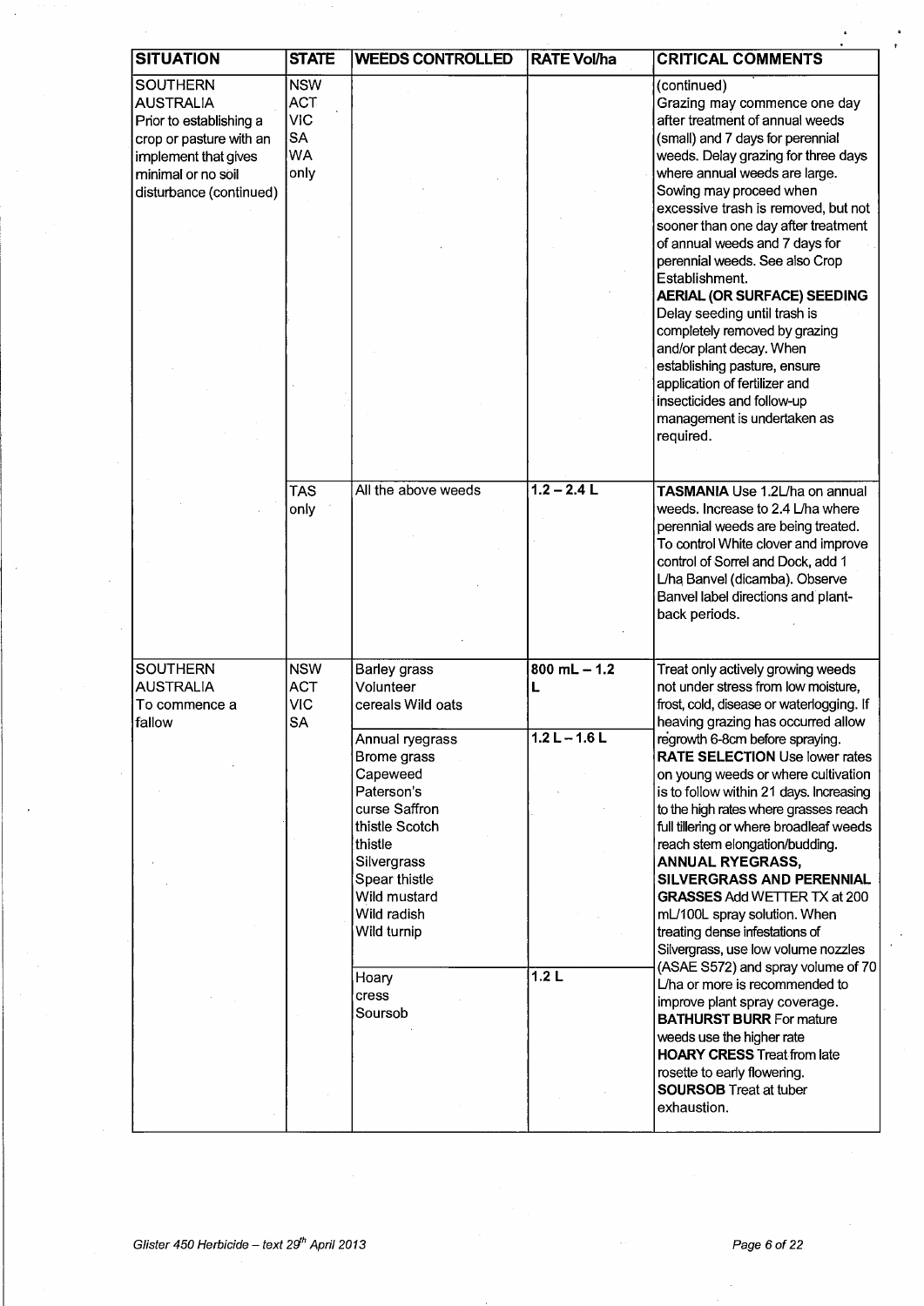| SITUATION | STATE | WEEDS CONTROLLED | RATE Vol/ha | CRITICAL COMMENTS |
|---|---|---|---|---|
| SOUTHERN AUSTRALIA Prior to establishing a crop or pasture with an implement that gives minimal or no soil disturbance (continued) | NSW ACT VIC SA WA only | | | (continued) Grazing may commence one day after treatment of annual weeds (small) and 7 days for perennial weeds. Delay grazing for three days where annual weeds are large. Sowing may proceed when excessive trash is removed, but not sooner than one day after treatment of annual weeds and 7 days for perennial weeds. See also Crop Establishment. **AERIAL (OR SURFACE) SEEDING** Delay seeding until trash is completely removed by grazing and/or plant decay. When establishing pasture, ensure application of fertilizer and insecticides and follow-up management is undertaken as required. |
| | TAS only | All the above weeds | 1.2 – 2.4 L | **TASMANIA** Use 1.2L/ha on annual weeds. Increase to 2.4 L/ha where perennial weeds are being treated. To control White clover and improve control of Sorrel and Dock, add 1 L/ha Banvel (dicamba). Observe Banvel label directions and plant-back periods. |
| SOUTHERN AUSTRALIA To commence a fallow | NSW ACT VIC SA | Barley grass Volunteer cereals Wild oats | 800 mL – 1.2 L | Treat only actively growing weeds not under stress from low moisture, frost, cold, disease or waterlogging. If heaving grazing has occurred allow regrowth 6-8cm before spraying. **RATE SELECTION** Use lower rates on young weeds or where cultivation is to follow within 21 days. Increasing to the high rates where grasses reach full tillering or where broadleaf weeds reach stem elongation/budding. **ANNUAL RYEGRASS, SILVERGRASS AND PERENNIAL GRASSES** Add WETTER TX at 200 mL/100L spray solution. When treating dense infestations of Silvergrass, use low volume nozzles (ASAE S572) and spray volume of 70 L/ha or more is recommended to improve plant spray coverage. **BATHURST BURR** For mature weeds use the higher rate **HOARY CRESS** Treat from late rosette to early flowering. **SOURSOB** Treat at tuber exhaustion. |
| | | Annual ryegrass Brome grass Capeweed Paterson's curse Saffron thistle Scotch thistle Silvergrass Spear thistle Wild mustard Wild radish Wild turnip | 1.2 L – 1.6 L | |
| | | Hoary cress Soursob | 1.2 L | |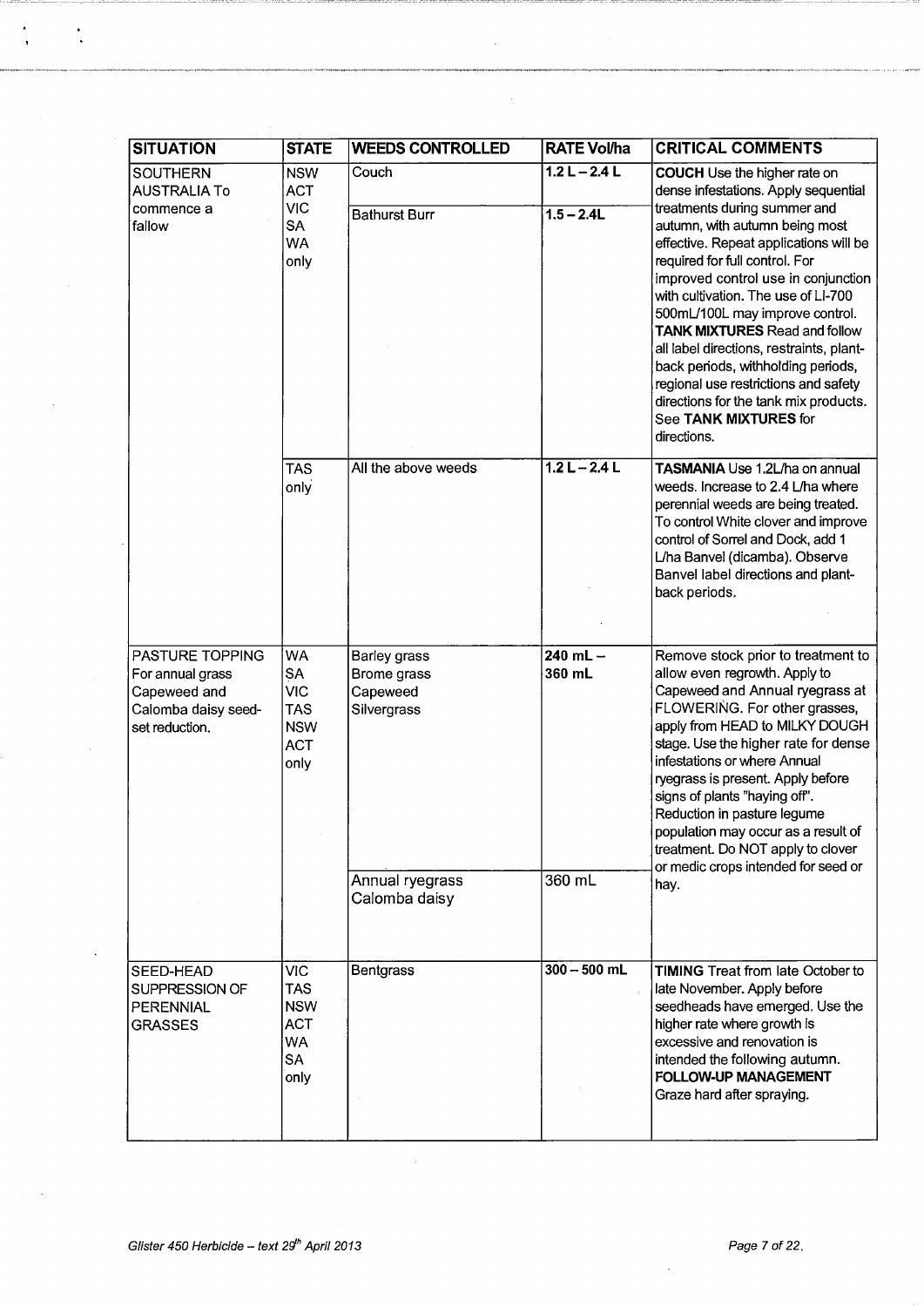| SITUATION | STATE | WEEDS CONTROLLED | RATE Vol/ha | CRITICAL COMMENTS |
|---|---|---|---|---|
| SOUTHERN AUSTRALIA To commence a fallow | NSW ACT VIC SA WA only | Couch | 1.2 L – 2.4 L | **COUCH** Use the higher rate on dense infestations. Apply sequential treatments during summer and autumn, with autumn being most effective. Repeat applications will be required for full control. For improved control use in conjunction with cultivation. The use of LI-700 500mL/100L may improve control. **TANK MIXTURES** Read and follow all label directions, restraints, plant-back periods, withholding periods, regional use restrictions and safety directions for the tank mix products. See **TANK MIXTURES** for directions. |
| | | Bathurst Burr | 1.5 – 2.4L | |
| | TAS only | All the above weeds | 1.2 L – 2.4 L | **TASMANIA** Use 1.2L/ha on annual weeds. Increase to 2.4 L/ha where perennial weeds are being treated. To control White clover and improve control of Sorrel and Dock, add 1 L/ha Banvel (dicamba). Observe Banvel label directions and plant-back periods. |
| PASTURE TOPPING For annual grass Capeweed and Calomba daisy seed-set reduction. | WA SA VIC TAS NSW ACT only | Barley grass<br>Brome grass<br>Capeweed<br>Silvergrass | 240 mL – 360 mL | Remove stock prior to treatment to allow even regrowth. Apply to Capeweed and Annual ryegrass at FLOWERING. For other grasses, apply from HEAD to MILKY DOUGH stage. Use the higher rate for dense infestations or where Annual ryegrass is present. Apply before signs of plants "haying off". Reduction in pasture legume population may occur as a result of treatment. Do NOT apply to clover or medic crops intended for seed or hay. |
| | | Annual ryegrass<br>Calomba daisy | 360 mL | |
| SEED-HEAD SUPPRESSION OF PERENNIAL GRASSES | VIC TAS NSW ACT WA SA only | Bentgrass | 300 – 500 mL | **TIMING** Treat from late October to late November. Apply before seedheads have emerged. Use the higher rate where growth is excessive and renovation is intended the following autumn. **FOLLOW-UP MANAGEMENT** Graze hard after spraying. |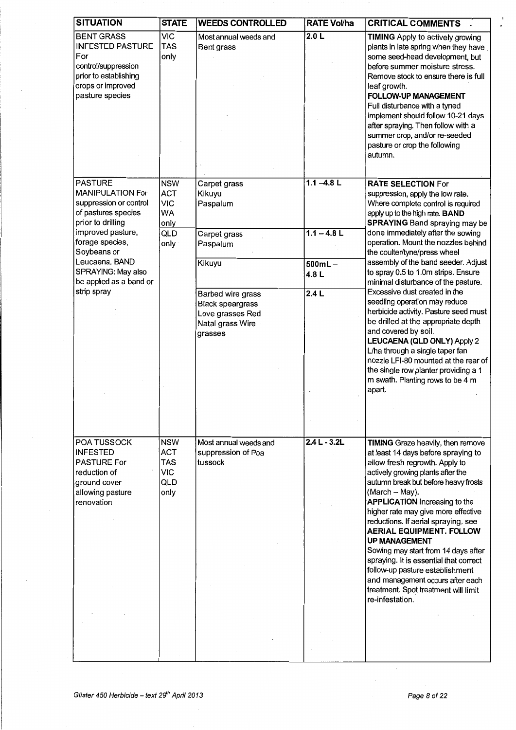| SITUATION | STATE | WEEDS CONTROLLED | RATE Vol/ha | CRITICAL COMMENTS |
|---|---|---|---|---|
| BENT GRASS INFESTED PASTURE For control/suppression prior to establishing crops or improved pasture species | VIC TAS only | Most annual weeds and Bent grass | 2.0 L | **TIMING** Apply to actively growing plants in late spring when they have some seed-head development, but before summer moisture stress. Remove stock to ensure there is full leaf growth. **FOLLOW-UP MANAGEMENT** Full disturbance with a tyned implement should follow 10-21 days after spraying. Then follow with a summer crop, and/or re-seeded pasture or crop the following autumn. |
| PASTURE MANIPULATION For suppression or control of pastures species prior to drilling improved pasture, forage species, Soybeans or Leucaena. BAND SPRAYING: May also be applied as a band or strip spray | NSW ACT VIC WA only | Carpet grass Kikuyu Paspalum | 1.1 – 4.8 L | **RATE SELECTION** For suppression, apply the low rate. Where complete control is required apply up to the high rate. **BAND SPRAYING** Band spraying may be done immediately after the sowing operation. Mount the nozzles behind the coulter/tyne/press wheel assembly of the band seeder. Adjust to spray 0.5 to 1.0m strips. Ensure minimal disturbance of the pasture. Excessive dust created in the seedling operation may reduce herbicide activity. Pasture seed must be drilled at the appropriate depth and covered by soil. **LEUCAENA (QLD ONLY)** Apply 2 L/ha through a single taper fan nozzle LFI-80 mounted at the rear of the single row planter providing a 1 m swath. Planting rows to be 4 m apart. |
| | QLD only | Carpet grass Paspalum | 1.1 – 4.8 L | |
| | | Kikuyu | 500mL – 4.8 L | |
| | | Barbed wire grass Black speargrass Love grasses Red Natal grass Wire grasses | 2.4 L | |
| POA TUSSOCK INFESTED PASTURE For reduction of ground cover allowing pasture renovation | NSW ACT TAS VIC QLD only | Most annual weeds and suppression of Poa tussock | 2.4 L - 3.2L | **TIMING** Graze heavily, then remove at least 14 days before spraying to allow fresh regrowth. Apply to actively growing plants after the autumn break but before heavy frosts (March – May). **APPLICATION** Increasing to the higher rate may give more effective reductions. If aerial spraying, see **AERIAL EQUIPMENT. FOLLOW UP MANAGEMENT** Sowing may start from 14 days after spraying. It is essential that correct follow-up pasture establishment and management occurs after each treatment. Spot treatment will limit re-infestation. |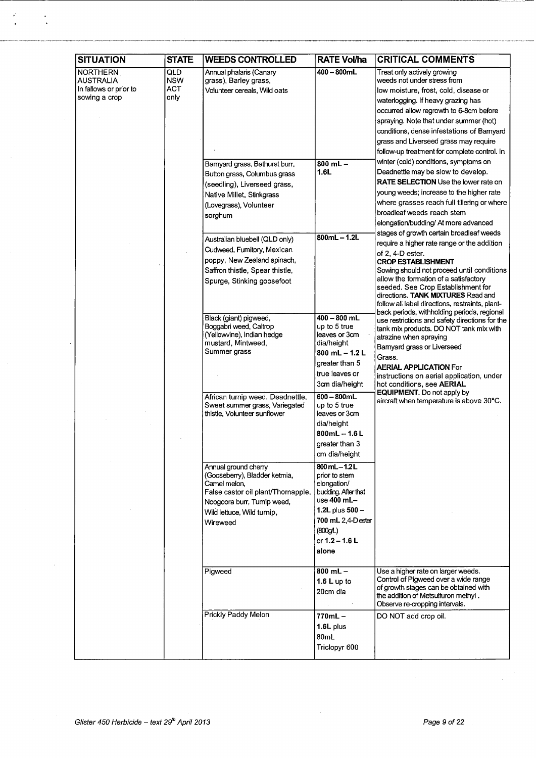| SITUATION | STATE | WEEDS CONTROLLED | RATE Vol/ha | CRITICAL COMMENTS |
|---|---|---|---|---|
| NORTHERN AUSTRALIA In fallows or prior to sowing a crop | QLD NSW ACT only | Annual phalaris (Canary grass), Barley grass, Volunteer cereals, Wild oats | **400 – 800mL** | Treat only actively growing weeds not under stress from low moisture, frost, cold, disease or waterlogging. If heavy grazing has occurred allow regrowth to 6-8cm before spraying. Note that under summer (hot) conditions, dense infestations of Barnyard grass and Liverseed grass may require follow-up treatment for complete control. In winter (cold) conditions, symptoms on Deadnettle may be slow to develop. **RATE SELECTION** Use the lower rate on young weeds; increase to the higher rate where grasses reach full tillering or where broadleaf weeds reach stem elongation/budding/ At more advanced stages of growth certain broadleaf weeds require a higher rate range or the addition of 2, 4-D ester. **CROP ESTABLISHMENT** Sowing should not proceed until conditions allow the formation of a satisfactory seeded. See Crop Establishment for directions. **TANK MIXTURES** Read and follow all label directions, restraints, plant-back periods, withholding periods, regional use restrictions and safety directions for the tank mix products. DO NOT tank mix with atrazine when spraying Barnyard grass or Liverseed Grass. **AERIAL APPLICATION** For instructions on aerial application, under hot conditions, see **AERIAL EQUIPMENT**. Do not apply by aircraft when temperature is above 30°C. |
| | | Barnyard grass, Bathurst burr, Button grass, Columbus grass (seedling), Liverseed grass, Native Millet, Stinkgrass (Lovegrass), Volunteer sorghum | **800 mL – 1.6L** | |
| | | Australian bluebell (QLD only) Cudweed, Fumitory, Mexican poppy, New Zealand spinach, Saffron thistle, Spear thistle, Spurge, Stinking goosefoot | **800mL – 1.2L** | |
| | | Black (giant) pigweed, Boggabri weed, Caltrop (Yellowvine), Indian hedge mustard, Mintweed, Summer grass | **400 – 800 mL** up to 5 true leaves or 3cm dia/height **800 mL – 1.2 L** greater than 5 true leaves or 3cm dia/height | |
| | | African turnip weed, Deadnettle, Sweet summer grass, Variegated thistle, Volunteer sunflower | **600 – 800mL** up to 5 true leaves or 3cm dia/height **800mL – 1.6 L** greater than 3 cm dia/height | |
| | | Annual ground cherry (Gooseberry), Bladder ketmia, Camel melon, False castor oil plant/Thornapple, Noogoora burr, Turnip weed, Wild lettuce, Wild turnip, Wireweed | **800 mL – 1.2L** prior to stem elongation/ budding. After that use **400 mL– 1.2L** plus **500 – 700 mL** 2,4-D ester (800g/L) or **1.2 – 1.6 L** alone | |
| | | Pigweed | **800 mL – 1.6 L** up to 20cm dia | Use a higher rate on larger weeds. Control of Pigweed over a wide range of growth stages can be obtained with the addition of Metsulfuron methyl. Observe re-cropping intervals. |
| | | Prickly Paddy Melon | **770mL – 1.6L** plus 80mL Triclopyr 600 | DO NOT add crop oil. |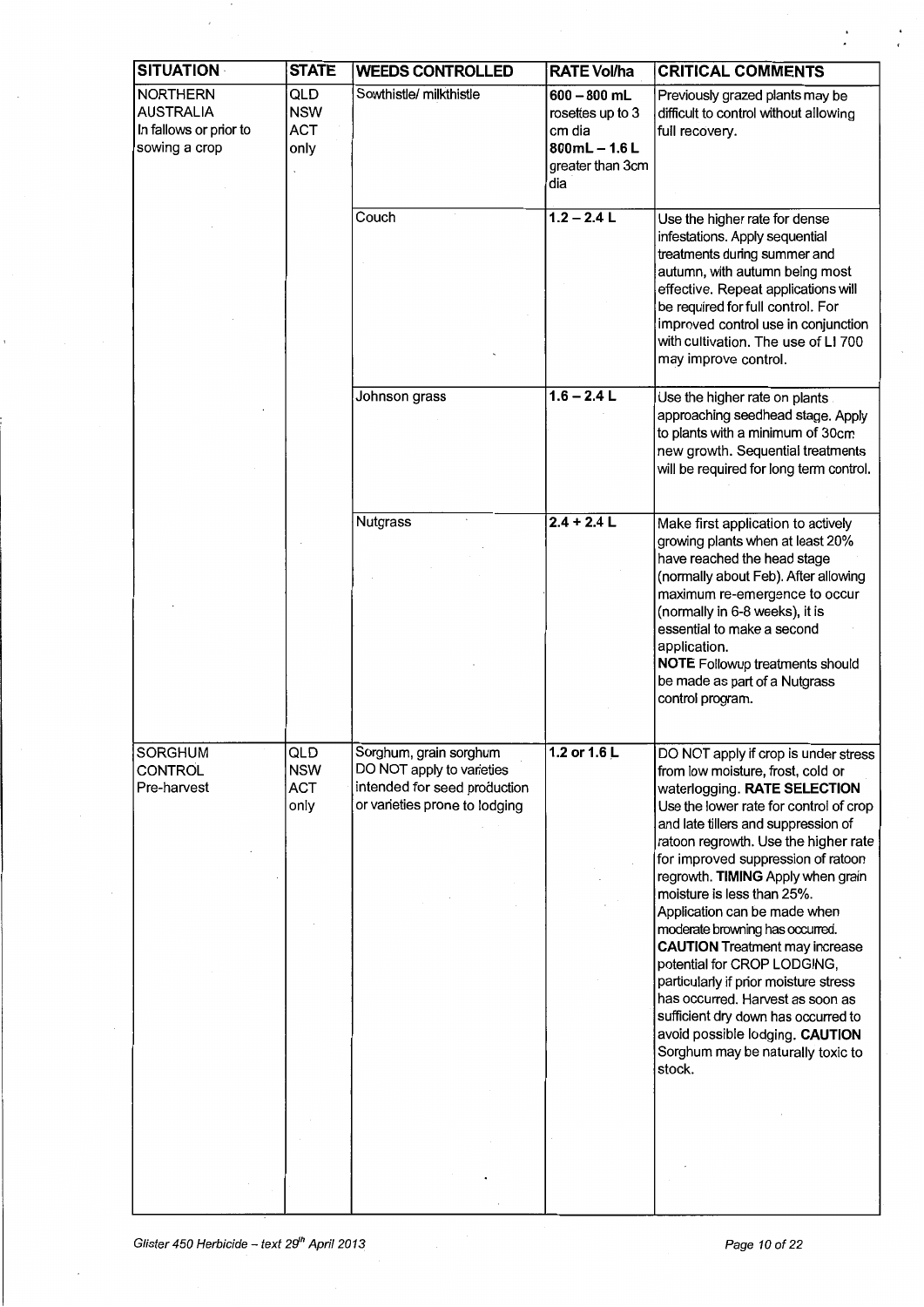| SITUATION | STATE | WEEDS CONTROLLED | RATE Vol/ha | CRITICAL COMMENTS |
|---|---|---|---|---|
| NORTHERN AUSTRALIA In fallows or prior to sowing a crop | QLD NSW ACT only | Sowthistle/ milkthistle | **600 – 800 mL** rosettes up to 3 cm dia **800mL – 1.6 L** greater than 3cm dia | Previously grazed plants may be difficult to control without allowing full recovery. |
| | | Couch | **1.2 – 2.4 L** | Use the higher rate for dense infestations. Apply sequential treatments during summer and autumn, with autumn being most effective. Repeat applications will be required for full control. For improved control use in conjunction with cultivation. The use of LI 700 may improve control. |
| | | Johnson grass | **1.6 – 2.4 L** | Use the higher rate on plants approaching seedhead stage. Apply to plants with a minimum of 30cm new growth. Sequential treatments will be required for long term control. |
| | | Nutgrass | **2.4 + 2.4 L** | Make first application to actively growing plants when at least 20% have reached the head stage (normally about Feb). After allowing maximum re-emergence to occur (normally in 6-8 weeks), it is essential to make a second application. **NOTE** Followup treatments should be made as part of a Nutgrass control program. |
| SORGHUM CONTROL Pre-harvest | QLD NSW ACT only | Sorghum, grain sorghum DO NOT apply to varieties intended for seed production or varieties prone to lodging | **1.2 or 1.6 L** | DO NOT apply if crop is under stress from low moisture, frost, cold or waterlogging. **RATE SELECTION** Use the lower rate for control of crop and late tillers and suppression of ratoon regrowth. Use the higher rate for improved suppression of ratoon regrowth. **TIMING** Apply when grain moisture is less than 25%. Application can be made when moderate browning has occurred. **CAUTION** Treatment may increase potential for CROP LODGING, particularly if prior moisture stress has occurred. Harvest as soon as sufficient dry down has occurred to avoid possible lodging. **CAUTION** Sorghum may be naturally toxic to stock. |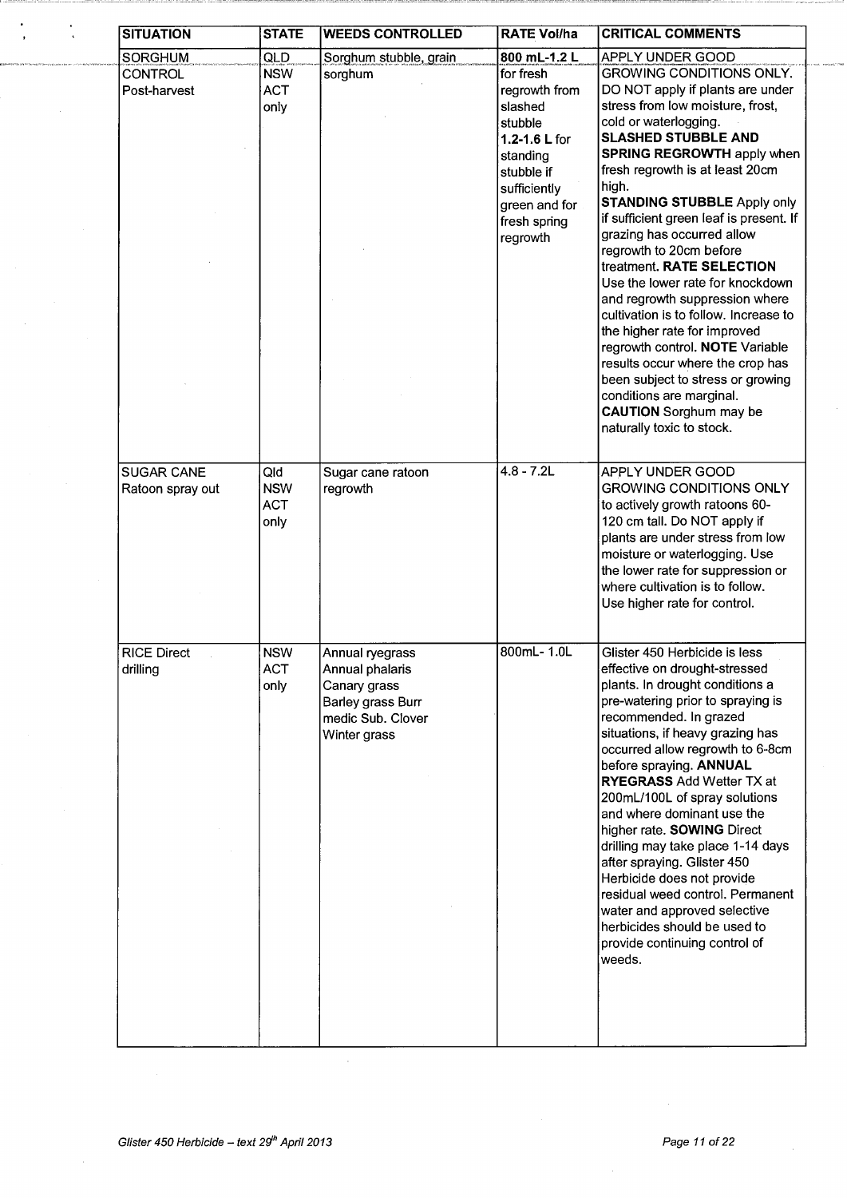| SITUATION | STATE | WEEDS CONTROLLED | RATE Vol/ha | CRITICAL COMMENTS |
|---|---|---|---|---|
| SORGHUM CONTROL Post-harvest | QLD NSW ACT only | Sorghum stubble, grain sorghum | **800 mL-1.2 L** for fresh regrowth from slashed stubble **1.2-1.6 L** for standing stubble if sufficiently green and for fresh spring regrowth | APPLY UNDER GOOD GROWING CONDITIONS ONLY. DO NOT apply if plants are under stress from low moisture, frost, cold or waterlogging. **SLASHED STUBBLE AND SPRING REGROWTH** apply when fresh regrowth is at least 20cm high. **STANDING STUBBLE** Apply only if sufficient green leaf is present. If grazing has occurred allow regrowth to 20cm before treatment. **RATE SELECTION** Use the lower rate for knockdown and regrowth suppression where cultivation is to follow. Increase to the higher rate for improved regrowth control. **NOTE** Variable results occur where the crop has been subject to stress or growing conditions are marginal. **CAUTION** Sorghum may be naturally toxic to stock. |
| SUGAR CANE Ratoon spray out | Qld NSW ACT only | Sugar cane ratoon regrowth | 4.8 - 7.2L | APPLY UNDER GOOD GROWING CONDITIONS ONLY to actively growth ratoons 60-120 cm tall. Do NOT apply if plants are under stress from low moisture or waterlogging. Use the lower rate for suppression or where cultivation is to follow. Use higher rate for control. |
| RICE Direct drilling | NSW ACT only | Annual ryegrass Annual phalaris Canary grass Barley grass Burr medic Sub. Clover Winter grass | 800mL- 1.0L | Glister 450 Herbicide is less effective on drought-stressed plants. In drought conditions a pre-watering prior to spraying is recommended. In grazed situations, if heavy grazing has occurred allow regrowth to 6-8cm before spraying. **ANNUAL RYEGRASS** Add Wetter TX at 200mL/100L of spray solutions and where dominant use the higher rate. **SOWING** Direct drilling may take place 1-14 days after spraying. Glister 450 Herbicide does not provide residual weed control. Permanent water and approved selective herbicides should be used to provide continuing control of weeds. |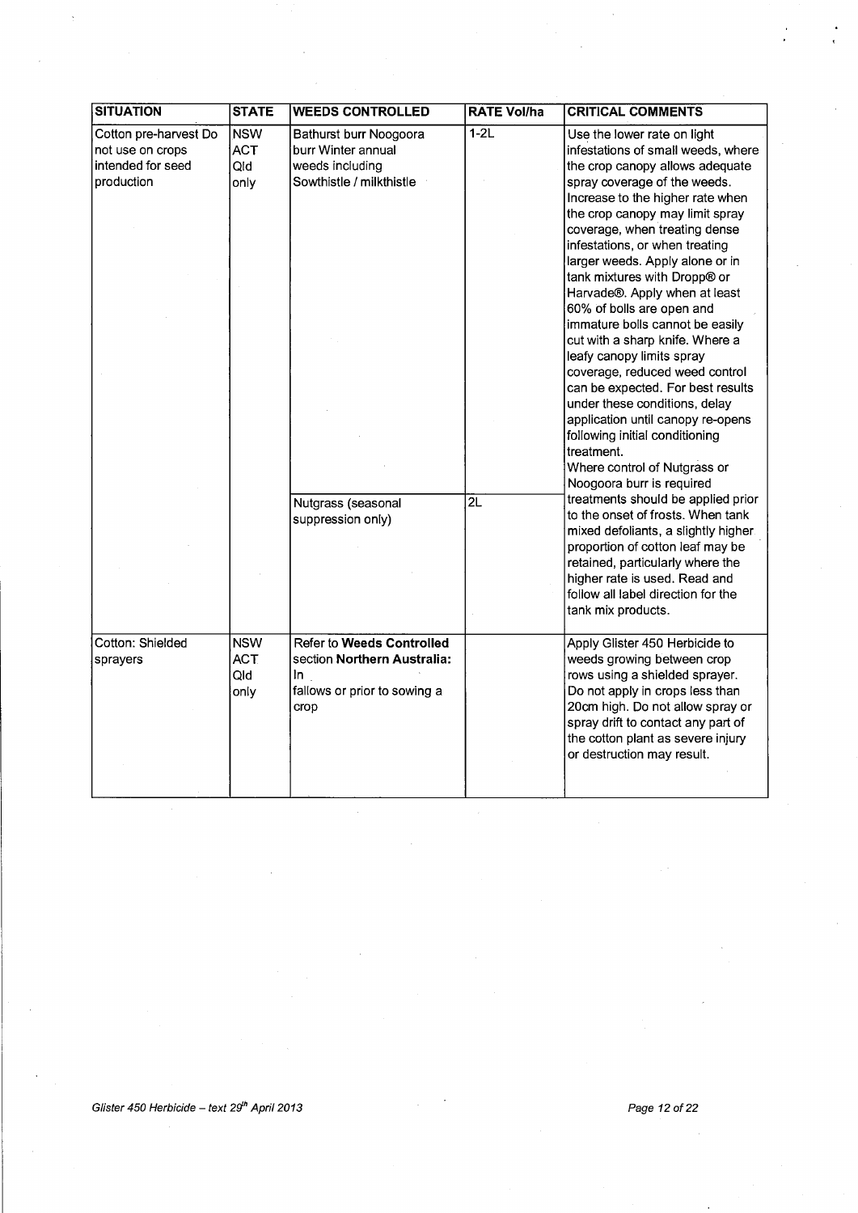| SITUATION | STATE | WEEDS CONTROLLED | RATE Vol/ha | CRITICAL COMMENTS |
|---|---|---|---|---|
| Cotton pre-harvest Do not use on crops intended for seed production | NSW ACT Qld only | Bathurst burr Noogoora burr Winter annual weeds including Sowthistle / milkthistle | 1-2L | Use the lower rate on light infestations of small weeds, where the crop canopy allows adequate spray coverage of the weeds. Increase to the higher rate when the crop canopy may limit spray coverage, when treating dense infestations, or when treating larger weeds. Apply alone or in tank mixtures with Dropp® or Harvade®. Apply when at least 60% of bolls are open and immature bolls cannot be easily cut with a sharp knife. Where a leafy canopy limits spray coverage, reduced weed control can be expected. For best results under these conditions, delay application until canopy re-opens following initial conditioning treatment. Where control of Nutgrass or Noogoora burr is required treatments should be applied prior to the onset of frosts. When tank mixed defoliants, a slightly higher proportion of cotton leaf may be retained, particularly where the higher rate is used. Read and follow all label direction for the tank mix products. |
| | | Nutgrass (seasonal suppression only) | 2L | |
| Cotton: Shielded sprayers | NSW ACT Qld only | Refer to **Weeds Controlled** section **Northern Australia:** In fallows or prior to sowing a crop | | Apply Glister 450 Herbicide to weeds growing between crop rows using a shielded sprayer. Do not apply in crops less than 20cm high. Do not allow spray or spray drift to contact any part of the cotton plant as severe injury or destruction may result. |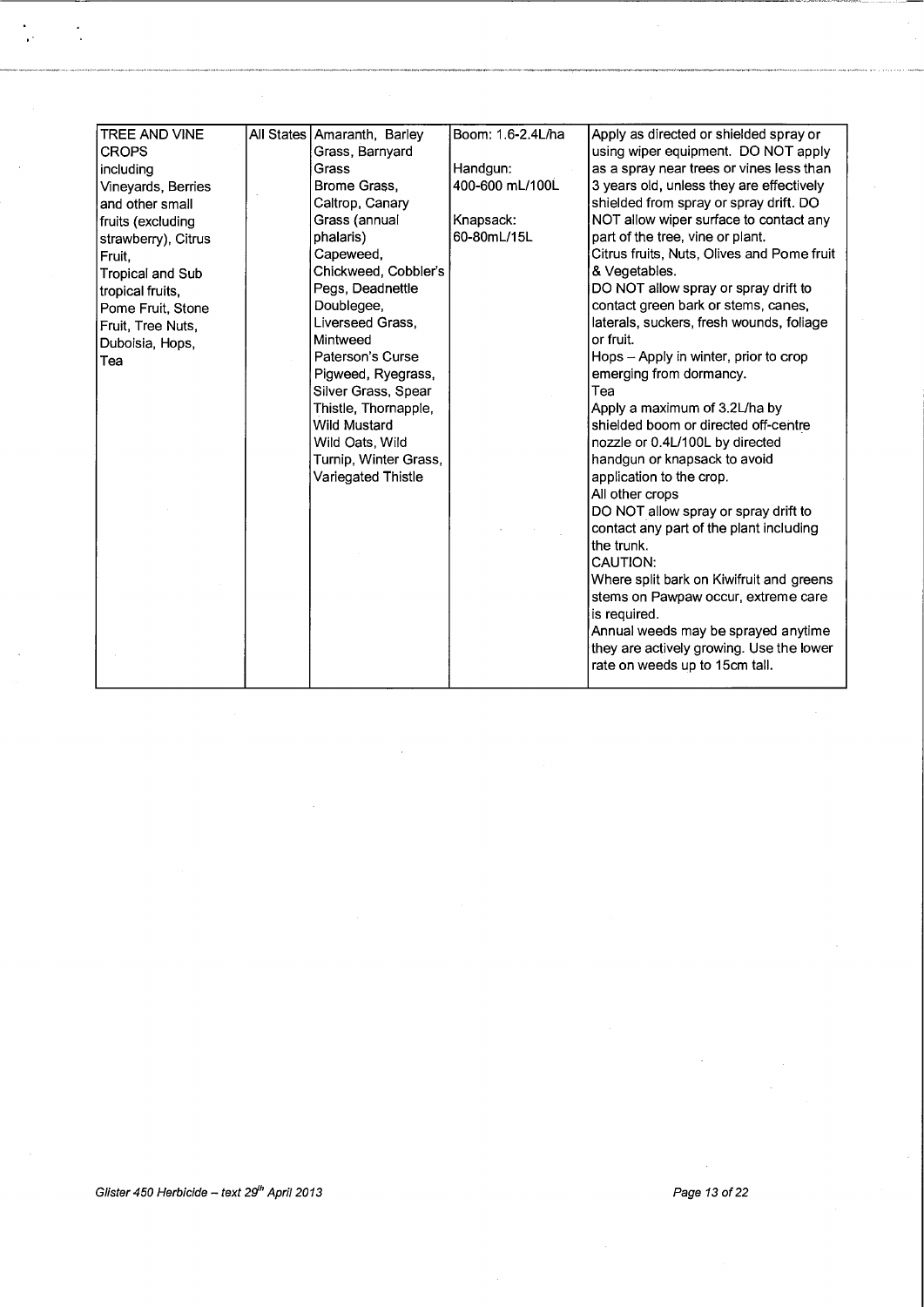| TREE AND VINE CROPS including Vineyards, Berries and other small fruits (excluding strawberry), Citrus Fruit, Tropical and Sub tropical fruits, Pome Fruit, Stone Fruit, Tree Nuts, Duboisia, Hops, Tea | All States | Amaranth, Barley Grass, Barnyard Grass Brome Grass, Caltrop, Canary Grass (annual phalaris) Capeweed, Chickweed, Cobbler's Pegs, Deadnettle Doublegee, Liverseed Grass, Mintweed Paterson's Curse Pigweed, Ryegrass, Silver Grass, Spear Thistle, Thornapple, Wild Mustard Wild Oats, Wild Turnip, Winter Grass, Variegated Thistle | Boom: 1.6-2.4L/ha<br><br>Handgun: 400-600 mL/100L<br><br>Knapsack: 60-80mL/15L | Apply as directed or shielded spray or using wiper equipment. DO NOT apply as a spray near trees or vines less than 3 years old, unless they are effectively shielded from spray or spray drift. DO NOT allow wiper surface to contact any part of the tree, vine or plant.<br>Citrus fruits, Nuts, Olives and Pome fruit & Vegetables.<br>DO NOT allow spray or spray drift to contact green bark or stems, canes, laterals, suckers, fresh wounds, foliage or fruit.<br>Hops – Apply in winter, prior to crop emerging from dormancy.<br>Tea<br>Apply a maximum of 3.2L/ha by shielded boom or directed off-centre nozzle or 0.4L/100L by directed handgun or knapsack to avoid application to the crop.<br>All other crops<br>DO NOT allow spray or spray drift to contact any part of the plant including the trunk.<br>CAUTION:<br>Where split bark on Kiwifruit and greens stems on Pawpaw occur, extreme care is required.<br>Annual weeds may be sprayed anytime they are actively growing. Use the lower rate on weeds up to 15cm tall. |
|---|---|---|---|---|

*Glister 450 Herbicide – text 29th April 2013*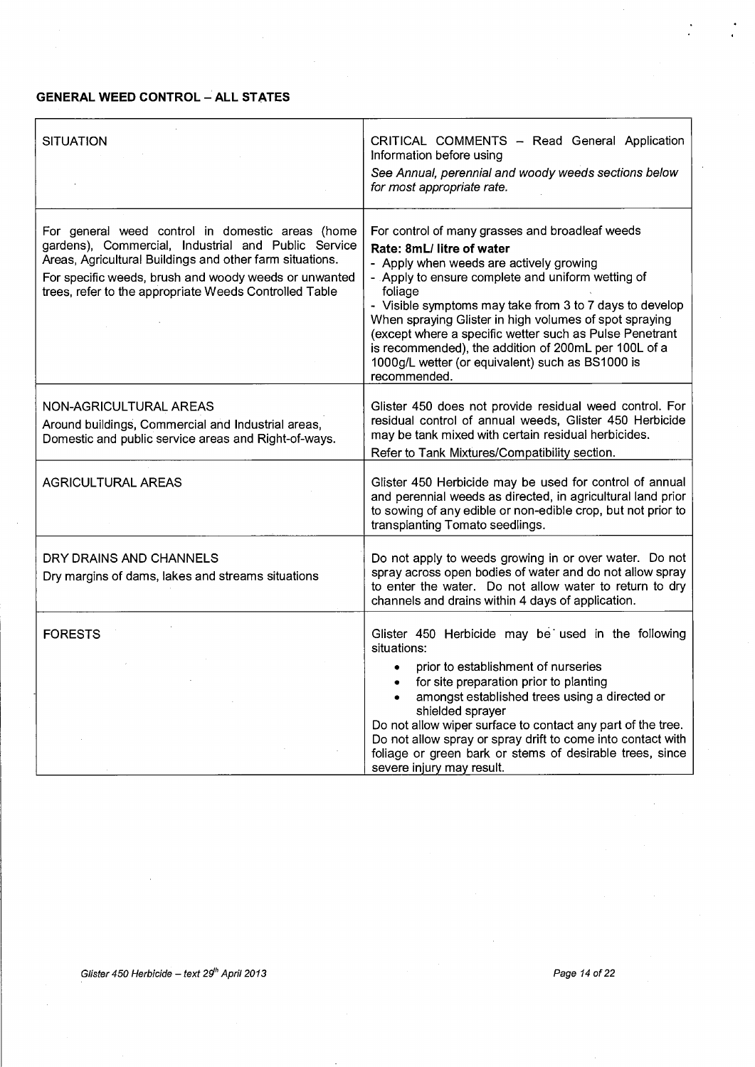## GENERAL WEED CONTROL – ALL STATES

| SITUATION | CRITICAL COMMENTS – Read General Application Information before using<br>*See Annual, perennial and woody weeds sections below for most appropriate rate.* |
|---|---|
| For general weed control in domestic areas (home gardens), Commercial, Industrial and Public Service Areas, Agricultural Buildings and other farm situations.<br>For specific weeds, brush and woody weeds or unwanted trees, refer to the appropriate Weeds Controlled Table | For control of many grasses and broadleaf weeds<br>**Rate: 8mL/ litre of water**<br>- Apply when weeds are actively growing<br>- Apply to ensure complete and uniform wetting of foliage<br>- Visible symptoms may take from 3 to 7 days to develop<br>When spraying Glister in high volumes of spot spraying (except where a specific wetter such as Pulse Penetrant is recommended), the addition of 200mL per 100L of a 1000g/L wetter (or equivalent) such as BS1000 is recommended. |
| NON-AGRICULTURAL AREAS<br>Around buildings, Commercial and Industrial areas, Domestic and public service areas and Right-of-ways. | Glister 450 does not provide residual weed control. For residual control of annual weeds, Glister 450 Herbicide may be tank mixed with certain residual herbicides.<br>Refer to Tank Mixtures/Compatibility section. |
| AGRICULTURAL AREAS | Glister 450 Herbicide may be used for control of annual and perennial weeds as directed, in agricultural land prior to sowing of any edible or non-edible crop, but not prior to transplanting Tomato seedlings. |
| DRY DRAINS AND CHANNELS<br>Dry margins of dams, lakes and streams situations | Do not apply to weeds growing in or over water. Do not spray across open bodies of water and do not allow spray to enter the water. Do not allow water to return to dry channels and drains within 4 days of application. |
| FORESTS | Glister 450 Herbicide may be used in the following situations:<br>• prior to establishment of nurseries<br>• for site preparation prior to planting<br>• amongst established trees using a directed or shielded sprayer<br>Do not allow wiper surface to contact any part of the tree. Do not allow spray or spray drift to come into contact with foliage or green bark or stems of desirable trees, since severe injury may result. |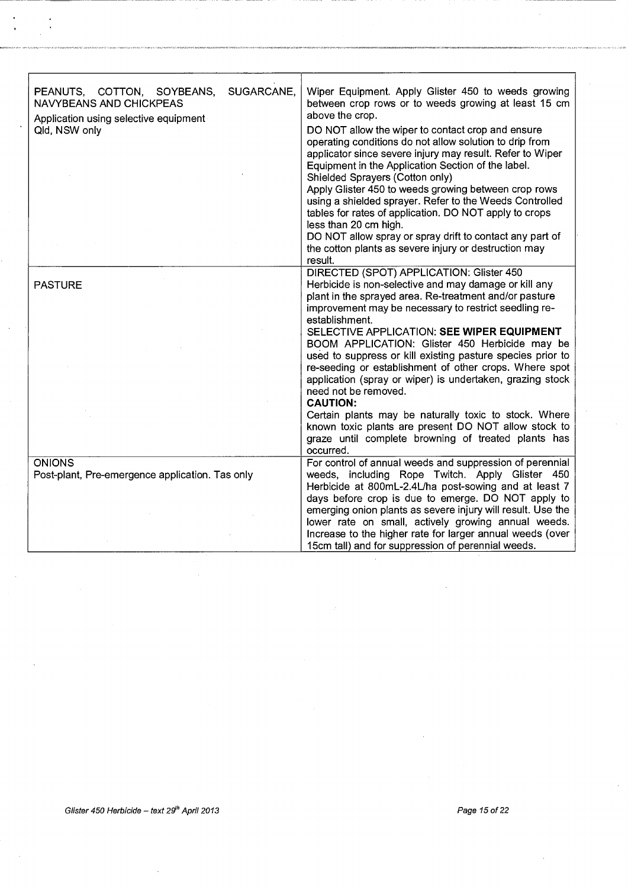| | |
|---|---|
| PEANUTS, COTTON, SOYBEANS, SUGARCANE, NAVYBEANS AND CHICKPEAS<br>Application using selective equipment<br>Qld, NSW only | Wiper Equipment. Apply Glister 450 to weeds growing between crop rows or to weeds growing at least 15 cm above the crop.<br>DO NOT allow the wiper to contact crop and ensure operating conditions do not allow solution to drip from applicator since severe injury may result. Refer to Wiper Equipment in the Application Section of the label.<br>Shielded Sprayers (Cotton only)<br>Apply Glister 450 to weeds growing between crop rows using a shielded sprayer. Refer to the Weeds Controlled tables for rates of application. DO NOT apply to crops less than 20 cm high.<br>DO NOT allow spray or spray drift to contact any part of the cotton plants as severe injury or destruction may result. |
| PASTURE | DIRECTED (SPOT) APPLICATION: Glister 450 Herbicide is non-selective and may damage or kill any plant in the sprayed area. Re-treatment and/or pasture improvement may be necessary to restrict seedling re-establishment.<br>SELECTIVE APPLICATION: **SEE WIPER EQUIPMENT**<br>BOOM APPLICATION: Glister 450 Herbicide may be used to suppress or kill existing pasture species prior to re-seeding or establishment of other crops. Where spot application (spray or wiper) is undertaken, grazing stock need not be removed.<br>**CAUTION:**<br>Certain plants may be naturally toxic to stock. Where known toxic plants are present DO NOT allow stock to graze until complete browning of treated plants has occurred. |
| ONIONS<br>Post-plant, Pre-emergence application. Tas only | For control of annual weeds and suppression of perennial weeds, including Rope Twitch. Apply Glister 450 Herbicide at 800mL-2.4L/ha post-sowing and at least 7 days before crop is due to emerge. DO NOT apply to emerging onion plants as severe injury will result. Use the lower rate on small, actively growing annual weeds. Increase to the higher rate for larger annual weeds (over 15cm tall) and for suppression of perennial weeds. |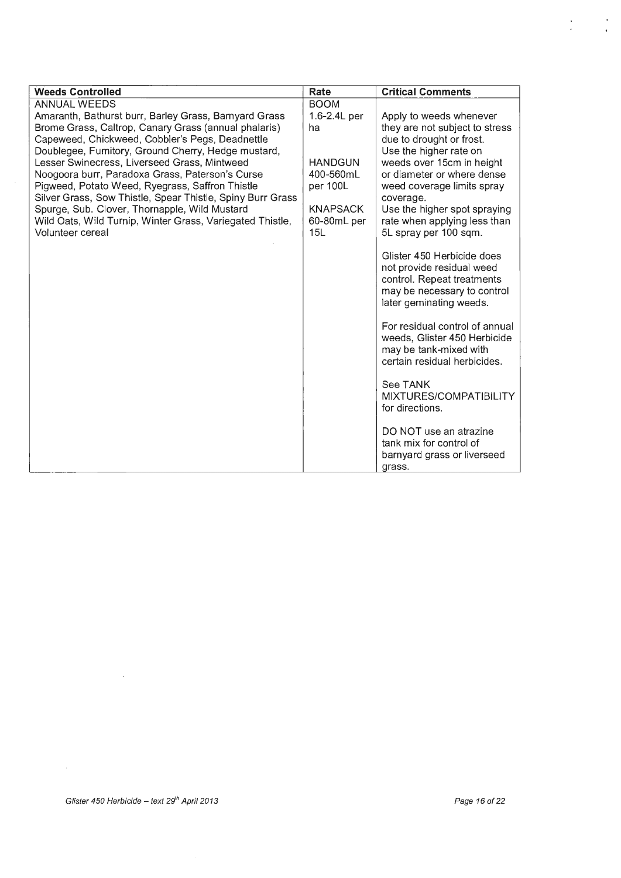| Weeds Controlled | Rate | Critical Comments |
|---|---|---|
| ANNUAL WEEDS<br>Amaranth, Bathurst burr, Barley Grass, Barnyard Grass Brome Grass, Caltrop, Canary Grass (annual phalaris) Capeweed, Chickweed, Cobbler's Pegs, Deadnettle Doublegee, Fumitory, Ground Cherry, Hedge mustard, Lesser Swinecress, Liverseed Grass, Mintweed Noogoora burr, Paradoxa Grass, Paterson's Curse Pigweed, Potato Weed, Ryegrass, Saffron Thistle Silver Grass, Sow Thistle, Spear Thistle, Spiny Burr Grass Spurge, Sub. Clover, Thornapple, Wild Mustard Wild Oats, Wild Turnip, Winter Grass, Variegated Thistle, Volunteer cereal | BOOM<br>1.6-2.4L per ha<br><br>HANDGUN<br>400-560mL per 100L<br><br>KNAPSACK<br>60-80mL per 15L | Apply to weeds whenever they are not subject to stress due to drought or frost.<br>Use the higher rate on weeds over 15cm in height or diameter or where dense weed coverage limits spray coverage.<br>Use the higher spot spraying rate when applying less than 5L spray per 100 sqm.<br><br>Glister 450 Herbicide does not provide residual weed control. Repeat treatments may be necessary to control later geminating weeds.<br><br>For residual control of annual weeds, Glister 450 Herbicide may be tank-mixed with certain residual herbicides.<br><br>See TANK MIXTURES/COMPATIBILITY for directions.<br><br>DO NOT use an atrazine tank mix for control of barnyard grass or liverseed grass. |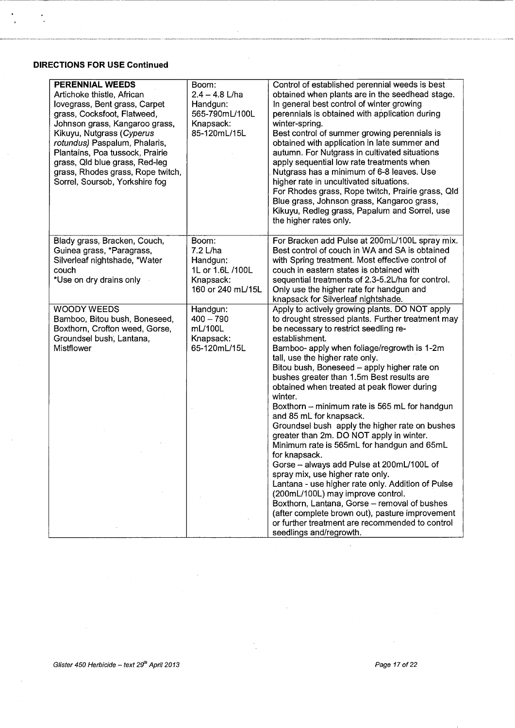**DIRECTIONS FOR USE Continued**

| | | |
|---|---|---|
| **PERENNIAL WEEDS**<br>Artichoke thistle, African lovegrass, Bent grass, Carpet grass, Cocksfoot, Flatweed, Johnson grass, Kangaroo grass, Kikuyu, Nutgrass (*Cyperus rotundus)* Paspalum, Phalaris, Plantains, Poa tussock, Prairie grass, Qld blue grass, Red-leg grass, Rhodes grass, Rope twitch, Sorrel, Soursob, Yorkshire fog | Boom:<br>2.4 – 4.8 L/ha<br>Handgun:<br>565-790mL/100L<br>Knapsack:<br>85-120mL/15L | Control of established perennial weeds is best obtained when plants are in the seedhead stage. In general best control of winter growing perennials is obtained with application during winter-spring.<br>Best control of summer growing perennials is obtained with application in late summer and autumn. For Nutgrass in cultivated situations apply sequential low rate treatments when Nutgrass has a minimum of 6-8 leaves. Use higher rate in uncultivated situations.<br>For Rhodes grass, Rope twitch, Prairie grass, Qld Blue grass, Johnson grass, Kangaroo grass, Kikuyu, Redleg grass, Papalum and Sorrel, use the higher rates only. |
| Blady grass, Bracken, Couch, Guinea grass, *Paragrass, Silverleaf nightshade, *Water couch<br>*Use on dry drains only | Boom:<br>7.2 L/ha<br>Handgun:<br>1L or 1.6L /100L<br>Knapsack:<br>160 or 240 mL/15L | For Bracken add Pulse at 200mL/100L spray mix. Best control of couch in WA and SA is obtained with Spring treatment. Most effective control of couch in eastern states is obtained with sequential treatments of 2.3-5.2L/ha for control. Only use the higher rate for handgun and knapsack for Silverleaf nightshade. |
| WOODY WEEDS<br>Bamboo, Bitou bush, Boneseed, Boxthorn, Crofton weed, Gorse, Groundsel bush, Lantana, Mistflower | Handgun:<br>400 – 790 mL/100L<br>Knapsack:<br>65-120mL/15L | Apply to actively growing plants. DO NOT apply to drought stressed plants. Further treatment may be necessary to restrict seedling re-establishment.<br>Bamboo- apply when foliage/regrowth is 1-2m tall, use the higher rate only.<br>Bitou bush, Boneseed – apply higher rate on bushes greater than 1.5m Best results are obtained when treated at peak flower during winter.<br>Boxthorn – minimum rate is 565 mL for handgun and 85 mL for knapsack.<br>Groundsel bush apply the higher rate on bushes greater than 2m. DO NOT apply in winter. Minimum rate is 565mL for handgun and 65mL for knapsack.<br>Gorse – always add Pulse at 200mL/100L of spray mix, use higher rate only.<br>Lantana - use higher rate only. Addition of Pulse (200mL/100L) may improve control.<br>Boxthorn, Lantana, Gorse – removal of bushes (after complete brown out), pasture improvement or further treatment are recommended to control seedlings and/regrowth. |

*Glister 450 Herbicide – text 29th April 2013*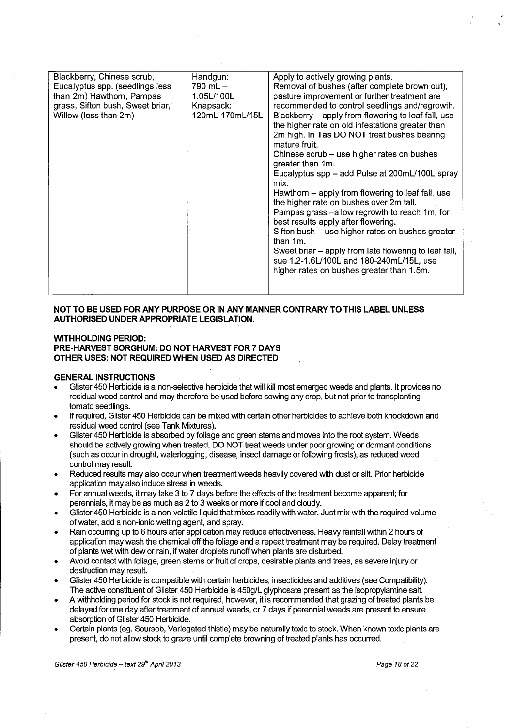| Blackberry, Chinese scrub, Eucalyptus spp. (seedlings less than 2m) Hawthorn, Pampas grass, Sifton bush, Sweet briar, Willow (less than 2m) | Handgun: 790 mL – 1.05L/100L Knapsack: 120mL-170mL/15L | Apply to actively growing plants. Removal of bushes (after complete brown out), pasture improvement or further treatment are recommended to control seedlings and/regrowth. Blackberry – apply from flowering to leaf fall, use the higher rate on old infestations greater than 2m high. In Tas DO NOT treat bushes bearing mature fruit. Chinese scrub – use higher rates on bushes greater than 1m. Eucalyptus spp – add Pulse at 200mL/100L spray mix. Hawthorn – apply from flowering to leaf fall, use the higher rate on bushes over 2m tall. Pampas grass –allow regrowth to reach 1m, for best results apply after flowering. Sifton bush – use higher rates on bushes greater than 1m. Sweet briar – apply from late flowering to leaf fall, sue 1.2-1.6L/100L and 180-240mL/15L, use higher rates on bushes greater than 1.5m. |
|---|---|---|

**NOT TO BE USED FOR ANY PURPOSE OR IN ANY MANNER CONTRARY TO THIS LABEL UNLESS AUTHORISED UNDER APPROPRIATE LEGISLATION.**

**WITHHOLDING PERIOD:**
**PRE-HARVEST SORGHUM: DO NOT HARVEST FOR 7 DAYS**
**OTHER USES: NOT REQUIRED WHEN USED AS DIRECTED**

**GENERAL INSTRUCTIONS**

- Glister 450 Herbicide is a non-selective herbicide that will kill most emerged weeds and plants. It provides no residual weed control and may therefore be used before sowing any crop, but not prior to transplanting tomato seedlings.
- If required, Glister 450 Herbicide can be mixed with certain other herbicides to achieve both knockdown and residual weed control (see Tank Mixtures).
- Glister 450 Herbicide is absorbed by foliage and green stems and moves into the root system. Weeds should be actively growing when treated. DO NOT treat weeds under poor growing or dormant conditions (such as occur in drought, waterlogging, disease, insect damage or following frosts), as reduced weed control may result.
- Reduced results may also occur when treatment weeds heavily covered with dust or silt. Prior herbicide application may also induce stress in weeds.
- For annual weeds, it may take 3 to 7 days before the effects of the treatment become apparent; for perennials, it may be as much as 2 to 3 weeks or more if cool and cloudy.
- Glister 450 Herbicide is a non-volatile liquid that mixes readily with water. Just mix with the required volume of water, add a non-ionic wetting agent, and spray.
- Rain occurring up to 6 hours after application may reduce effectiveness. Heavy rainfall within 2 hours of application may wash the chemical off the foliage and a repeat treatment may be required. Delay treatment of plants wet with dew or rain, if water droplets runoff when plants are disturbed.
- Avoid contact with foliage, green stems or fruit of crops, desirable plants and trees, as severe injury or destruction may result.
- Glister 450 Herbicide is compatible with certain herbicides, insecticides and additives (see Compatibility). The active constituent of Glister 450 Herbicide is 450g/L glyphosate present as the isopropylamine salt.
- A withholding period for stock is not required, however, it is recommended that grazing of treated plants be delayed for one day after treatment of annual weeds, or 7 days if perennial weeds are present to ensure absorption of Glister 450 Herbicide.
- Certain plants (eg. Soursob, Variegated thistle) may be naturally toxic to stock. When known toxic plants are present, do not allow stock to graze until complete browning of treated plants has occurred.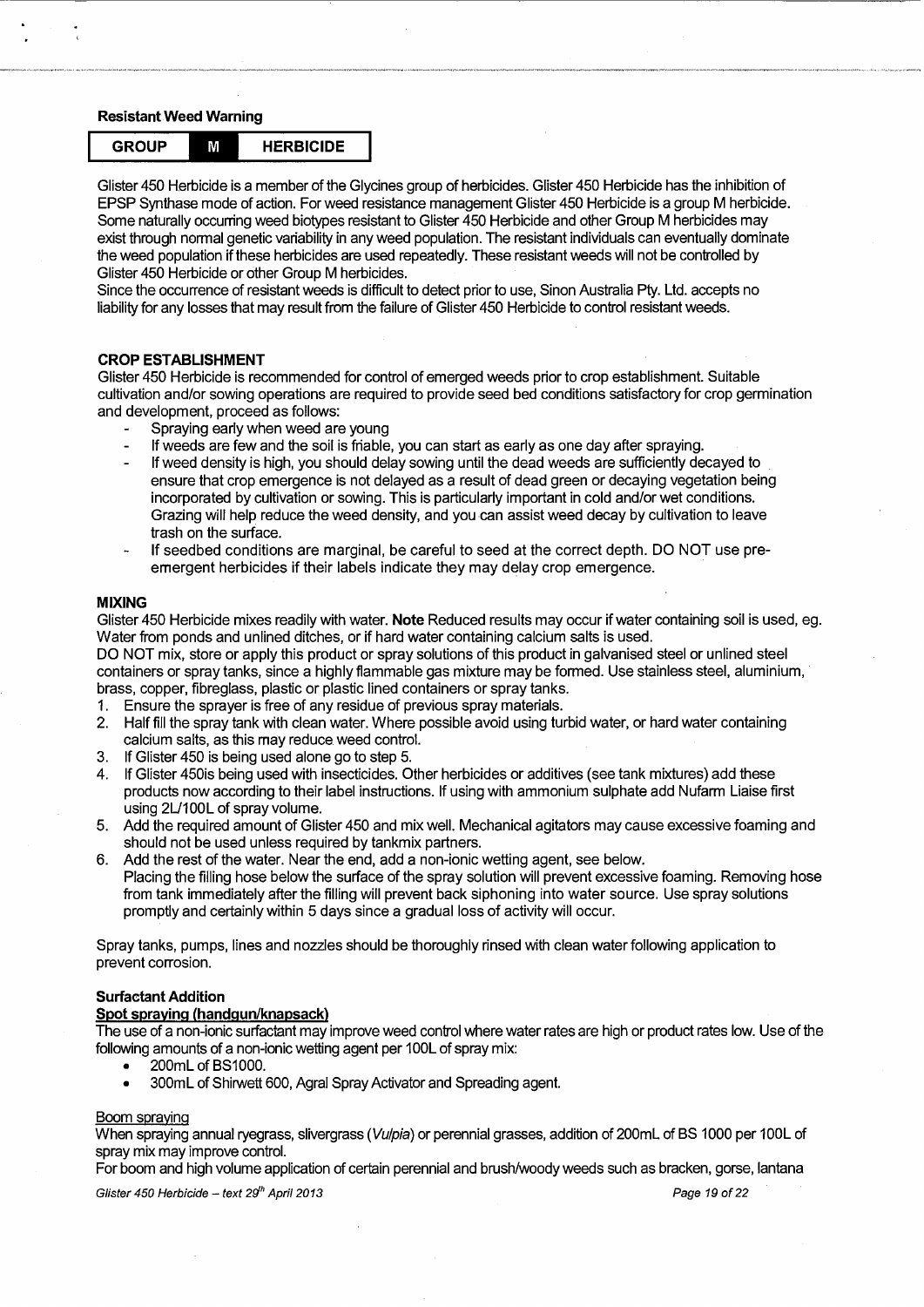**Resistant Weed Warning**

| GROUP | M | HERBICIDE |
|---|---|---|

Glister 450 Herbicide is a member of the Glycines group of herbicides. Glister 450 Herbicide has the inhibition of EPSP Synthase mode of action. For weed resistance management Glister 450 Herbicide is a group M herbicide. Some naturally occurring weed biotypes resistant to Glister 450 Herbicide and other Group M herbicides may exist through normal genetic variability in any weed population. The resistant individuals can eventually dominate the weed population if these herbicides are used repeatedly. These resistant weeds will not be controlled by Glister 450 Herbicide or other Group M herbicides.

Since the occurrence of resistant weeds is difficult to detect prior to use, Sinon Australia Pty. Ltd. accepts no liability for any losses that may result from the failure of Glister 450 Herbicide to control resistant weeds.

**CROP ESTABLISHMENT**

Glister 450 Herbicide is recommended for control of emerged weeds prior to crop establishment. Suitable cultivation and/or sowing operations are required to provide seed bed conditions satisfactory for crop germination and development, proceed as follows:

- Spraying early when weed are young
- If weeds are few and the soil is friable, you can start as early as one day after spraying.
- If weed density is high, you should delay sowing until the dead weeds are sufficiently decayed to ensure that crop emergence is not delayed as a result of dead green or decaying vegetation being incorporated by cultivation or sowing. This is particularly important in cold and/or wet conditions. Grazing will help reduce the weed density, and you can assist weed decay by cultivation to leave trash on the surface.
- If seedbed conditions are marginal, be careful to seed at the correct depth. DO NOT use pre-emergent herbicides if their labels indicate they may delay crop emergence.

**MIXING**

Glister 450 Herbicide mixes readily with water. **Note** Reduced results may occur if water containing soil is used, eg. Water from ponds and unlined ditches, or if hard water containing calcium salts is used.

DO NOT mix, store or apply this product or spray solutions of this product in galvanised steel or unlined steel containers or spray tanks, since a highly flammable gas mixture may be formed. Use stainless steel, aluminium, brass, copper, fibreglass, plastic or plastic lined containers or spray tanks.

1. Ensure the sprayer is free of any residue of previous spray materials.
2. Half fill the spray tank with clean water. Where possible avoid using turbid water, or hard water containing calcium salts, as this may reduce weed control.
3. If Glister 450 is being used alone go to step 5.
4. If Glister 450is being used with insecticides. Other herbicides or additives (see tank mixtures) add these products now according to their label instructions. If using with ammonium sulphate add Nufarm Liaise first using 2L/100L of spray volume.
5. Add the required amount of Glister 450 and mix well. Mechanical agitators may cause excessive foaming and should not be used unless required by tankmix partners.
6. Add the rest of the water. Near the end, add a non-ionic wetting agent, see below.
   Placing the filling hose below the surface of the spray solution will prevent excessive foaming. Removing hose from tank immediately after the filling will prevent back siphoning into water source. Use spray solutions promptly and certainly within 5 days since a gradual loss of activity will occur.

Spray tanks, pumps, lines and nozzles should be thoroughly rinsed with clean water following application to prevent corrosion.

**Surfactant Addition**

**Spot spraying (handgun/knapsack)**

The use of a non-ionic surfactant may improve weed control where water rates are high or product rates low. Use of the following amounts of a non-ionic wetting agent per 100L of spray mix:

- 200mL of BS1000.
- 300mL of Shirwett 600, Agral Spray Activator and Spreading agent.

Boom spraying

When spraying annual ryegrass, slivergrass (*Vulpia*) or perennial grasses, addition of 200mL of BS 1000 per 100L of spray mix may improve control.

For boom and high volume application of certain perennial and brush/woody weeds such as bracken, gorse, lantana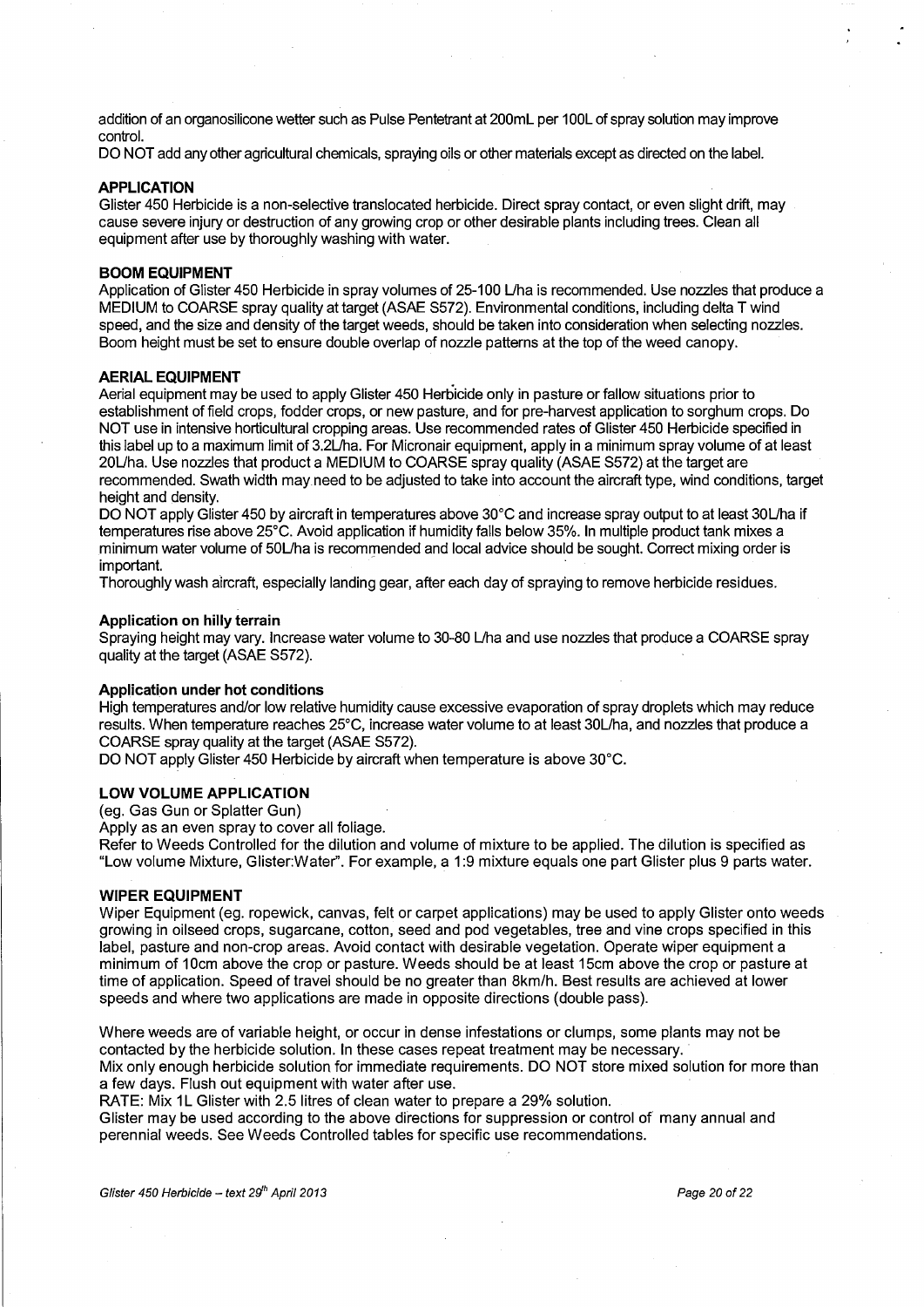addition of an organosilicone wetter such as Pulse Penetrant at 200mL per 100L of spray solution may improve control.

DO NOT add any other agricultural chemicals, spraying oils or other materials except as directed on the label.

## APPLICATION

Glister 450 Herbicide is a non-selective translocated herbicide. Direct spray contact, or even slight drift, may cause severe injury or destruction of any growing crop or other desirable plants including trees. Clean all equipment after use by thoroughly washing with water.

## BOOM EQUIPMENT

Application of Glister 450 Herbicide in spray volumes of 25-100 L/ha is recommended. Use nozzles that produce a MEDIUM to COARSE spray quality at target (ASAE S572). Environmental conditions, including delta T wind speed, and the size and density of the target weeds, should be taken into consideration when selecting nozzles. Boom height must be set to ensure double overlap of nozzle patterns at the top of the weed canopy.

## AERIAL EQUIPMENT

Aerial equipment may be used to apply Glister 450 Herbicide only in pasture or fallow situations prior to establishment of field crops, fodder crops, or new pasture, and for pre-harvest application to sorghum crops. Do NOT use in intensive horticultural cropping areas. Use recommended rates of Glister 450 Herbicide specified in this label up to a maximum limit of 3.2L/ha. For Micronair equipment, apply in a minimum spray volume of at least 20L/ha. Use nozzles that product a MEDIUM to COARSE spray quality (ASAE S572) at the target are recommended. Swath width may need to be adjusted to take into account the aircraft type, wind conditions, target height and density.

DO NOT apply Glister 450 by aircraft in temperatures above 30°C and increase spray output to at least 30L/ha if temperatures rise above 25°C. Avoid application if humidity falls below 35%. In multiple product tank mixes a minimum water volume of 50L/ha is recommended and local advice should be sought. Correct mixing order is important.

Thoroughly wash aircraft, especially landing gear, after each day of spraying to remove herbicide residues.

### Application on hilly terrain

Spraying height may vary. Increase water volume to 30-80 L/ha and use nozzles that produce a COARSE spray quality at the target (ASAE S572).

### Application under hot conditions

High temperatures and/or low relative humidity cause excessive evaporation of spray droplets which may reduce results. When temperature reaches 25°C, increase water volume to at least 30L/ha, and nozzles that produce a COARSE spray quality at the target (ASAE S572).

DO NOT apply Glister 450 Herbicide by aircraft when temperature is above 30°C.

## LOW VOLUME APPLICATION

(eg. Gas Gun or Splatter Gun)

Apply as an even spray to cover all foliage.

Refer to Weeds Controlled for the dilution and volume of mixture to be applied. The dilution is specified as "Low volume Mixture, Glister:Water". For example, a 1:9 mixture equals one part Glister plus 9 parts water.

## WIPER EQUIPMENT

Wiper Equipment (eg. ropewick, canvas, felt or carpet applications) may be used to apply Glister onto weeds growing in oilseed crops, sugarcane, cotton, seed and pod vegetables, tree and vine crops specified in this label, pasture and non-crop areas. Avoid contact with desirable vegetation. Operate wiper equipment a minimum of 10cm above the crop or pasture. Weeds should be at least 15cm above the crop or pasture at time of application. Speed of travel should be no greater than 8km/h. Best results are achieved at lower speeds and where two applications are made in opposite directions (double pass).

Where weeds are of variable height, or occur in dense infestations or clumps, some plants may not be contacted by the herbicide solution. In these cases repeat treatment may be necessary.

Mix only enough herbicide solution for immediate requirements. DO NOT store mixed solution for more than a few days. Flush out equipment with water after use.

RATE: Mix 1L Glister with 2.5 litres of clean water to prepare a 29% solution.

Glister may be used according to the above directions for suppression or control of many annual and perennial weeds. See Weeds Controlled tables for specific use recommendations.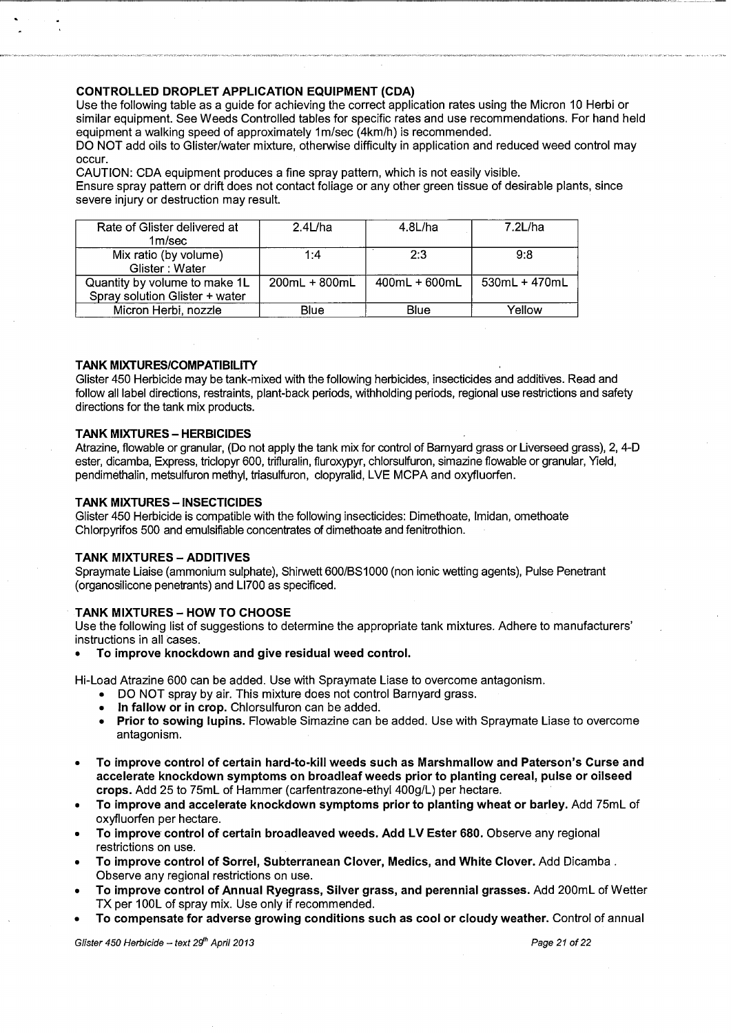### CONTROLLED DROPLET APPLICATION EQUIPMENT (CDA)

Use the following table as a guide for achieving the correct application rates using the Micron 10 Herbi or similar equipment. See Weeds Controlled tables for specific rates and use recommendations. For hand held equipment a walking speed of approximately 1m/sec (4km/h) is recommended.

DO NOT add oils to Glister/water mixture, otherwise difficulty in application and reduced weed control may occur.

CAUTION: CDA equipment produces a fine spray pattern, which is not easily visible.

Ensure spray pattern or drift does not contact foliage or any other green tissue of desirable plants, since severe injury or destruction may result.

| Rate of Glister delivered at 1m/sec | 2.4L/ha | 4.8L/ha | 7.2L/ha |
|---|---|---|---|
| Mix ratio (by volume) Glister : Water | 1:4 | 2:3 | 9:8 |
| Quantity by volume to make 1L Spray solution Glister + water | 200mL + 800mL | 400mL + 600mL | 530mL + 470mL |
| Micron Herbi, nozzle | Blue | Blue | Yellow |

### TANK MIXTURES/COMPATIBILITY

Glister 450 Herbicide may be tank-mixed with the following herbicides, insecticides and additives. Read and follow all label directions, restraints, plant-back periods, withholding periods, regional use restrictions and safety directions for the tank mix products.

### TANK MIXTURES – HERBICIDES

Atrazine, flowable or granular, (Do not apply the tank mix for control of Barnyard grass or Liverseed grass), 2, 4-D ester, dicamba, Express, triclopyr 600, trifluralin, fluroxypyr, chlorsulfuron, simazine flowable or granular, Yield, pendimethalin, metsulfuron methyl, triasulfuron, clopyralid, LVE MCPA and oxyfluorfen.

### TANK MIXTURES – INSECTICIDES

Glister 450 Herbicide is compatible with the following insecticides: Dimethoate, Imidan, omethoate Chlorpyrifos 500 and emulsifiable concentrates of dimethoate and fenitrothion.

### TANK MIXTURES – ADDITIVES

Spraymate Liaise (ammonium sulphate), Shirwett 600/BS1000 (non ionic wetting agents), Pulse Penetrant (organosilicone penetrants) and LI700 as specificed.

### TANK MIXTURES – HOW TO CHOOSE

Use the following list of suggestions to determine the appropriate tank mixtures. Adhere to manufacturers' instructions in all cases.

- **To improve knockdown and give residual weed control.**

Hi-Load Atrazine 600 can be added. Use with Spraymate Liase to overcome antagonism.

- DO NOT spray by air. This mixture does not control Barnyard grass.
- **In fallow or in crop.** Chlorsulfuron can be added.
- **Prior to sowing lupins.** Flowable Simazine can be added. Use with Spraymate Liase to overcome antagonism.

- **To improve control of certain hard-to-kill weeds such as Marshmallow and Paterson's Curse and accelerate knockdown symptoms on broadleaf weeds prior to planting cereal, pulse or oilseed crops.** Add 25 to 75mL of Hammer (carfentrazone-ethyl 400g/L) per hectare.
- **To improve and accelerate knockdown symptoms prior to planting wheat or barley.** Add 75mL of oxyfluorfen per hectare.
- **To improve control of certain broadleaved weeds. Add LV Ester 680.** Observe any regional restrictions on use.
- **To improve control of Sorrel, Subterranean Clover, Medics, and White Clover.** Add Dicamba . Observe any regional restrictions on use.
- **To improve control of Annual Ryegrass, Silver grass, and perennial grasses.** Add 200mL of Wetter TX per 100L of spray mix. Use only if recommended.
- **To compensate for adverse growing conditions such as cool or cloudy weather.** Control of annual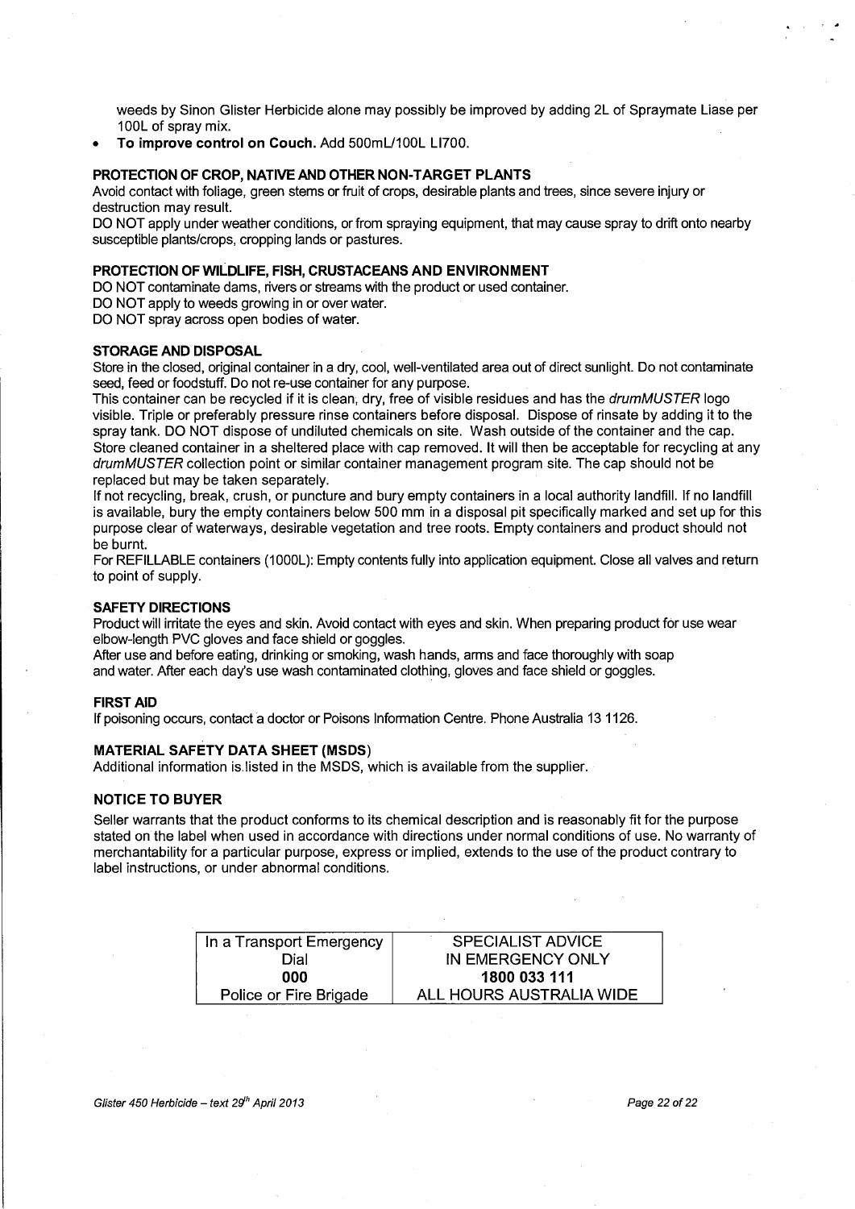weeds by Sinon Glister Herbicide alone may possibly be improved by adding 2L of Spraymate Liase per 100L of spray mix.

- **To improve control on Couch.** Add 500mL/100L LI700.

### PROTECTION OF CROP, NATIVE AND OTHER NON-TARGET PLANTS

Avoid contact with foliage, green stems or fruit of crops, desirable plants and trees, since severe injury or destruction may result.

DO NOT apply under weather conditions, or from spraying equipment, that may cause spray to drift onto nearby susceptible plants/crops, cropping lands or pastures.

### PROTECTION OF WILDLIFE, FISH, CRUSTACEANS AND ENVIRONMENT

DO NOT contaminate dams, rivers or streams with the product or used container.
DO NOT apply to weeds growing in or over water.
DO NOT spray across open bodies of water.

### STORAGE AND DISPOSAL

Store in the closed, original container in a dry, cool, well-ventilated area out of direct sunlight. Do not contaminate seed, feed or foodstuff. Do not re-use container for any purpose.

This container can be recycled if it is clean, dry, free of visible residues and has the *drumMUSTER* logo visible. Triple or preferably pressure rinse containers before disposal. Dispose of rinsate by adding it to the spray tank. DO NOT dispose of undiluted chemicals on site. Wash outside of the container and the cap. Store cleaned container in a sheltered place with cap removed. It will then be acceptable for recycling at any *drumMUSTER* collection point or similar container management program site. The cap should not be replaced but may be taken separately.

If not recycling, break, crush, or puncture and bury empty containers in a local authority landfill. If no landfill is available, bury the empty containers below 500 mm in a disposal pit specifically marked and set up for this purpose clear of waterways, desirable vegetation and tree roots. Empty containers and product should not be burnt.

For REFILLABLE containers (1000L): Empty contents fully into application equipment. Close all valves and return to point of supply.

### SAFETY DIRECTIONS

Product will irritate the eyes and skin. Avoid contact with eyes and skin. When preparing product for use wear elbow-length PVC gloves and face shield or goggles.

After use and before eating, drinking or smoking, wash hands, arms and face thoroughly with soap and water. After each day's use wash contaminated clothing, gloves and face shield or goggles.

### FIRST AID

If poisoning occurs, contact a doctor or Poisons Information Centre. Phone Australia 13 1126.

### MATERIAL SAFETY DATA SHEET (MSDS)

Additional information is listed in the MSDS, which is available from the supplier.

### NOTICE TO BUYER

Seller warrants that the product conforms to its chemical description and is reasonably fit for the purpose stated on the label when used in accordance with directions under normal conditions of use. No warranty of merchantability for a particular purpose, express or implied, extends to the use of the product contrary to label instructions, or under abnormal conditions.

| | |
|---|---|
| In a Transport Emergency<br>Dial<br>**000**<br>Police or Fire Brigade | SPECIALIST ADVICE<br>IN EMERGENCY ONLY<br>**1800 033 111**<br>ALL HOURS AUSTRALIA WIDE |

*Glister 450 Herbicide – text 29th April 2013*